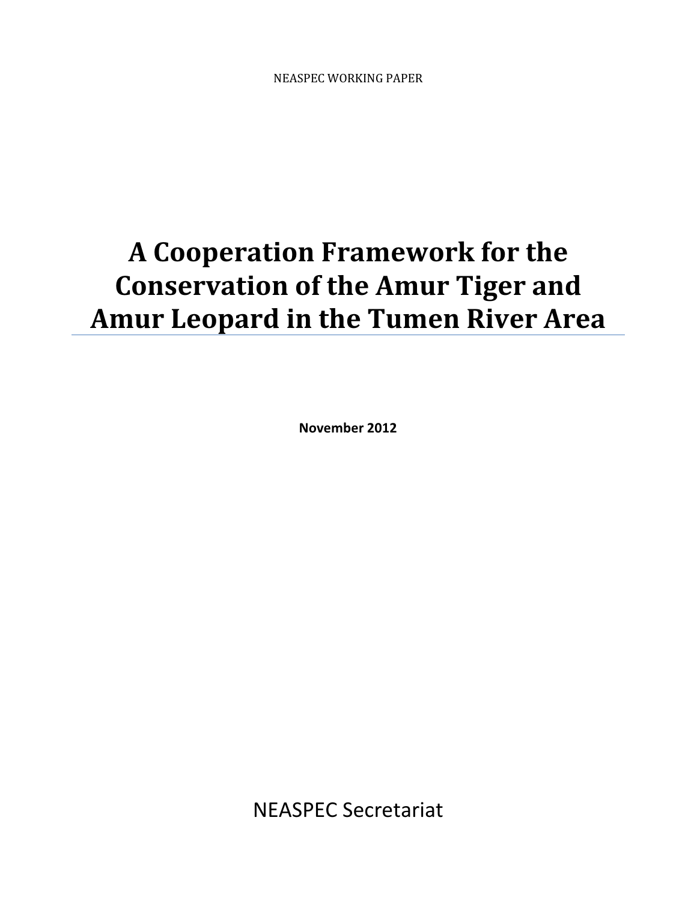NEASPEC WORKING PAPER

# A Cooperation Framework for the Conservation of the Amur Tiger and Amur Leopard in the Tumen River Area

**November 2012**

NEASPEC Secretariat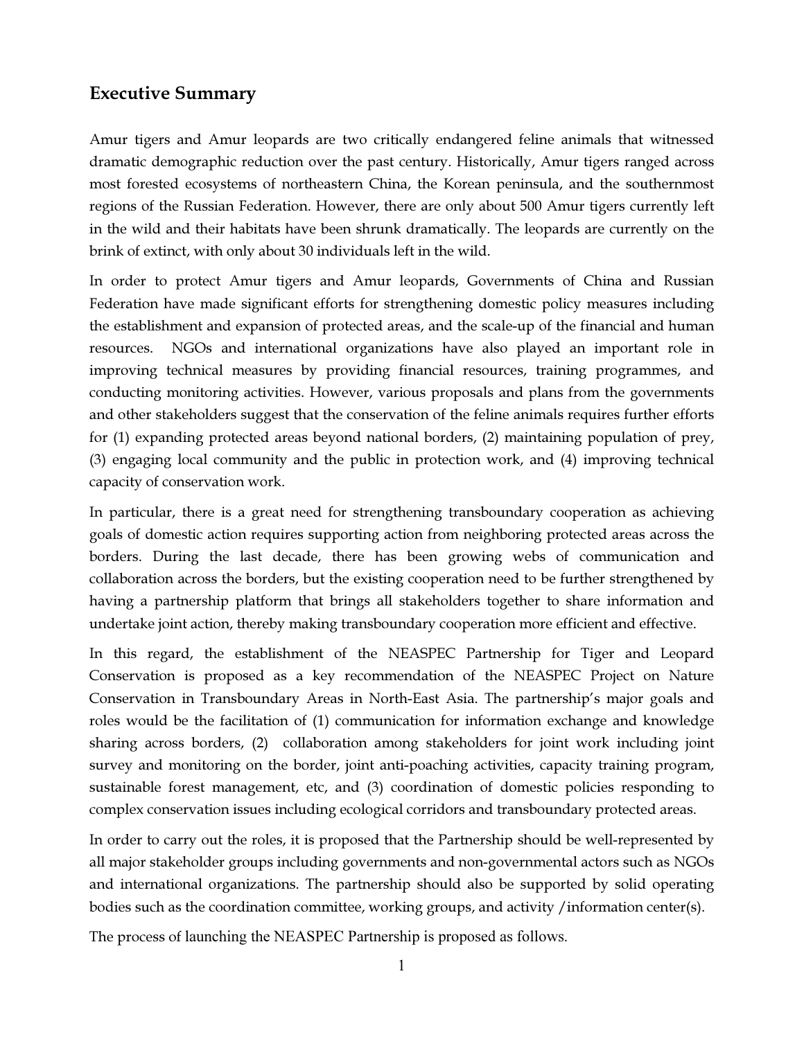## Executive Summary

Amur tigers and Amur leopards are two critically endangered feline animals that witnessed dramatic demographic reduction over the past century. Historically, Amur tigers ranged across most forested ecosystems of northeastern China, the Korean peninsula, and the southernmost regions of the Russian Federation. However, there are only about 500 Amur tigers currently left in the wild and their habitats have been shrunk dramatically. The leopards are currently on the brink of extinct, with only about 30 individuals left in the wild.

In order to protect Amur tigers and Amur leopards, Governments of China and Russian Federation have made significant efforts for strengthening domestic policy measures including the establishment and expansion of protected areas, and the scale-up of the financial and human resources. NGOs and international organizations have also played an important role in improving technical measures by providing financial resources, training programmes, and conducting monitoring activities. However, various proposals and plans from the governments and other stakeholders suggest that the conservation of the feline animals requires further efforts for (1) expanding protected areas beyond national borders, (2) maintaining population of prey, (3) engaging local community and the public in protection work, and (4) improving technical capacity of conservation work.

In particular, there is a great need for strengthening transboundary cooperation as achieving goals of domestic action requires supporting action from neighboring protected areas across the borders. During the last decade, there has been growing webs of communication and collaboration across the borders, but the existing cooperation need to be further strengthened by having a partnership platform that brings all stakeholders together to share information and undertake joint action, thereby making transboundary cooperation more efficient and effective.

In this regard, the establishment of the NEASPEC Partnership for Tiger and Leopard Conservation is proposed as a key recommendation of the NEASPEC Project on Nature Conservation in Transboundary Areas in North-East Asia. The partnership's major goals and roles would be the facilitation of (1) communication for information exchange and knowledge sharing across borders, (2) collaboration among stakeholders for joint work including joint survey and monitoring on the border, joint anti-poaching activities, capacity training program, sustainable forest management, etc, and (3) coordination of domestic policies responding to complex conservation issues including ecological corridors and transboundary protected areas.

In order to carry out the roles, it is proposed that the Partnership should be well-represented by all major stakeholder groups including governments and non-governmental actors such as NGOs and international organizations. The partnership should also be supported by solid operating bodies such as the coordination committee, working groups, and activity /information center(s).

The process of launching the NEASPEC Partnership is proposed as follows.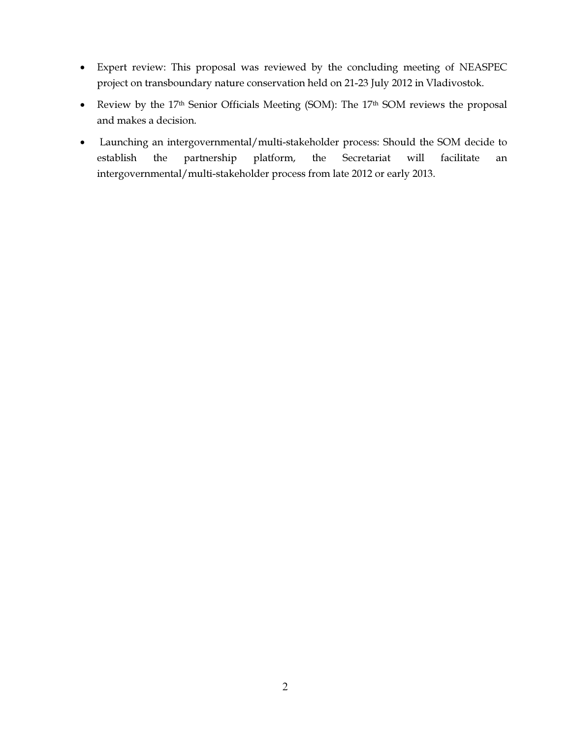- Expert review: This proposal was reviewed by the concluding meeting of NEASPEC project on transboundary nature conservation held on 21-23 July 2012 in Vladivostok.
- Review by the 17th Senior Officials Meeting (SOM): The 17th SOM reviews the proposal and makes a decision.
- Launching an intergovernmental/multi-stakeholder process: Should the SOM decide to establish the partnership platform, the Secretariat will facilitate an intergovernmental/multi-stakeholder process from late 2012 or early 2013.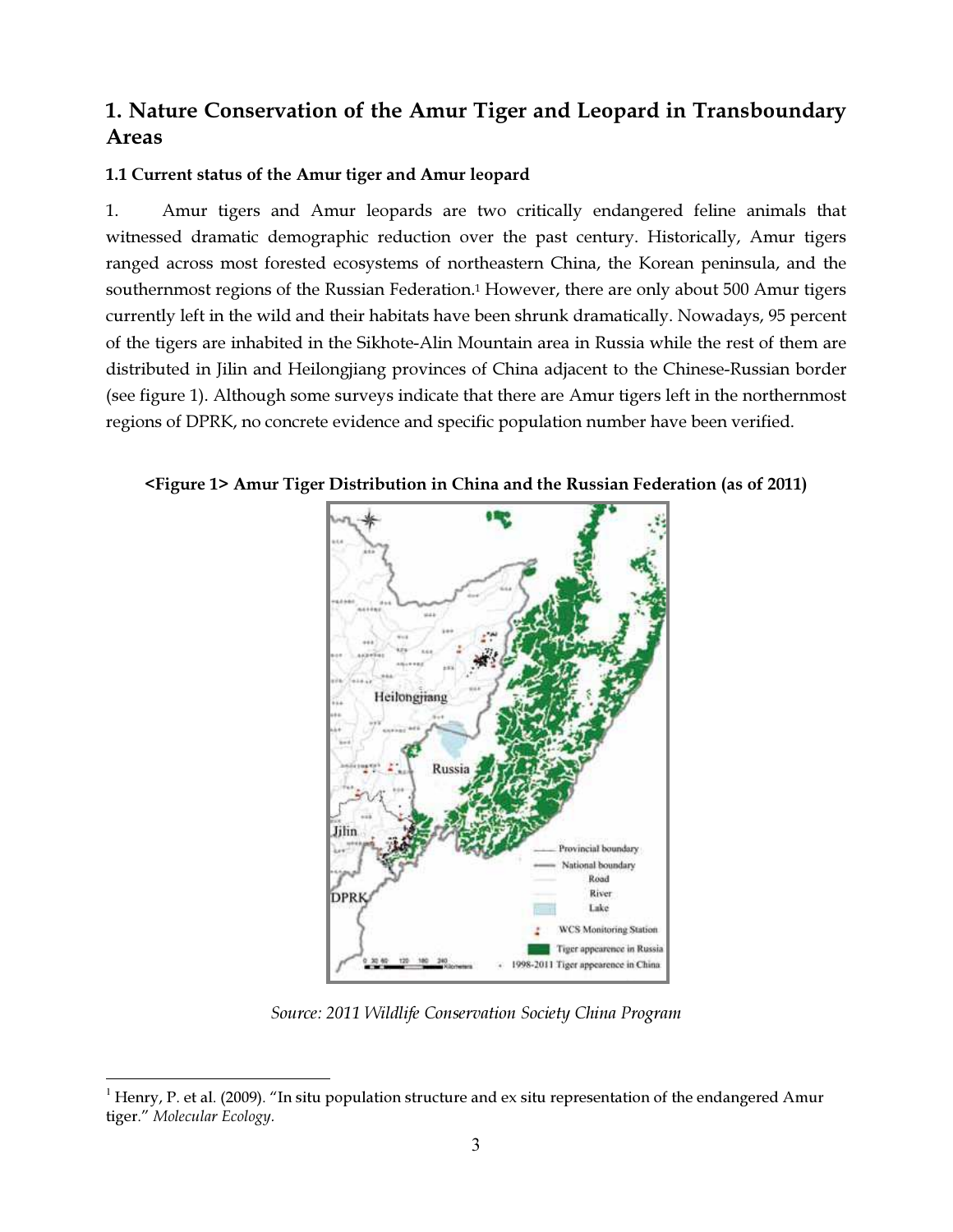# 1. Nature Conservation of the Amur Tiger and Leopard in Transboundary Areas

### 1.1 Current status of the Amur tiger and Amur leopard

1. Amur tigers and Amur leopards are two critically endangered feline animals that witnessed dramatic demographic reduction over the past century. Historically, Amur tigers ranged across most forested ecosystems of northeastern China, the Korean peninsula, and the southernmost regions of the Russian Federation.[1] However, there are only about 500 Amur tigers currently left in the wild and their habitats have been shrunk dramatically. Nowadays, 95 percent of the tigers are inhabited in the Sikhote-Alin Mountain area in Russia while the rest of them are distributed in Jilin and Heilongjiang provinces of China adjacent to the Chinese-Russian border (see figure 1). Although some surveys indicate that there are Amur tigers left in the northernmost regions of DPRK, no concrete evidence and specific population number have been verified.

**<Figure 1> Amur Tiger Distribution in China and the Russian Federation (as of 2011)**

*Source: 2011 Wildlife Conservation Society China Program*

---

[1] Henry, P. et al. (2009). "In situ population structure and ex situ representation of the endangered Amur tiger." *Molecular Ecology*.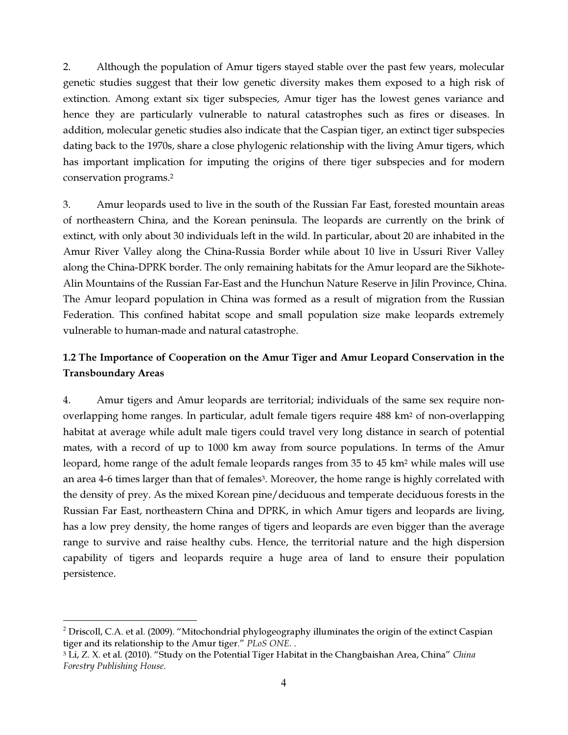2. Although the population of Amur tigers stayed stable over the past few years, molecular genetic studies suggest that their low genetic diversity makes them exposed to a high risk of extinction. Among extant six tiger subspecies, Amur tiger has the lowest genes variance and hence they are particularly vulnerable to natural catastrophes such as fires or diseases. In addition, molecular genetic studies also indicate that the Caspian tiger, an extinct tiger subspecies dating back to the 1970s, share a close phylogenic relationship with the living Amur tigers, which has important implication for imputing the origins of there tiger subspecies and for modern conservation programs.[2]

3. Amur leopards used to live in the south of the Russian Far East, forested mountain areas of northeastern China, and the Korean peninsula. The leopards are currently on the brink of extinct, with only about 30 individuals left in the wild. In particular, about 20 are inhabited in the Amur River Valley along the China-Russia Border while about 10 live in Ussuri River Valley along the China-DPRK border. The only remaining habitats for the Amur leopard are the Sikhote-Alin Mountains of the Russian Far-East and the Hunchun Nature Reserve in Jilin Province, China. The Amur leopard population in China was formed as a result of migration from the Russian Federation. This confined habitat scope and small population size make leopards extremely vulnerable to human-made and natural catastrophe.

### 1.2 The Importance of Cooperation on the Amur Tiger and Amur Leopard Conservation in the Transboundary Areas

4. Amur tigers and Amur leopards are territorial; individuals of the same sex require non-overlapping home ranges. In particular, adult female tigers require 488 km$^2$ of non-overlapping habitat at average while adult male tigers could travel very long distance in search of potential mates, with a record of up to 1000 km away from source populations. In terms of the Amur leopard, home range of the adult female leopards ranges from 35 to 45 km$^2$ while males will use an area 4-6 times larger than that of females[3]. Moreover, the home range is highly correlated with the density of prey. As the mixed Korean pine/deciduous and temperate deciduous forests in the Russian Far East, northeastern China and DPRK, in which Amur tigers and leopards are living, has a low prey density, the home ranges of tigers and leopards are even bigger than the average range to survive and raise healthy cubs. Hence, the territorial nature and the high dispersion capability of tigers and leopards require a huge area of land to ensure their population persistence.

---

[2] Driscoll, C.A. et al. (2009). "Mitochondrial phylogeography illuminates the origin of the extinct Caspian tiger and its relationship to the Amur tiger." *PLoS ONE*. .

[3] Li, Z. X. et al. (2010). "Study on the Potential Tiger Habitat in the Changbaishan Area, China" *China Forestry Publishing House.*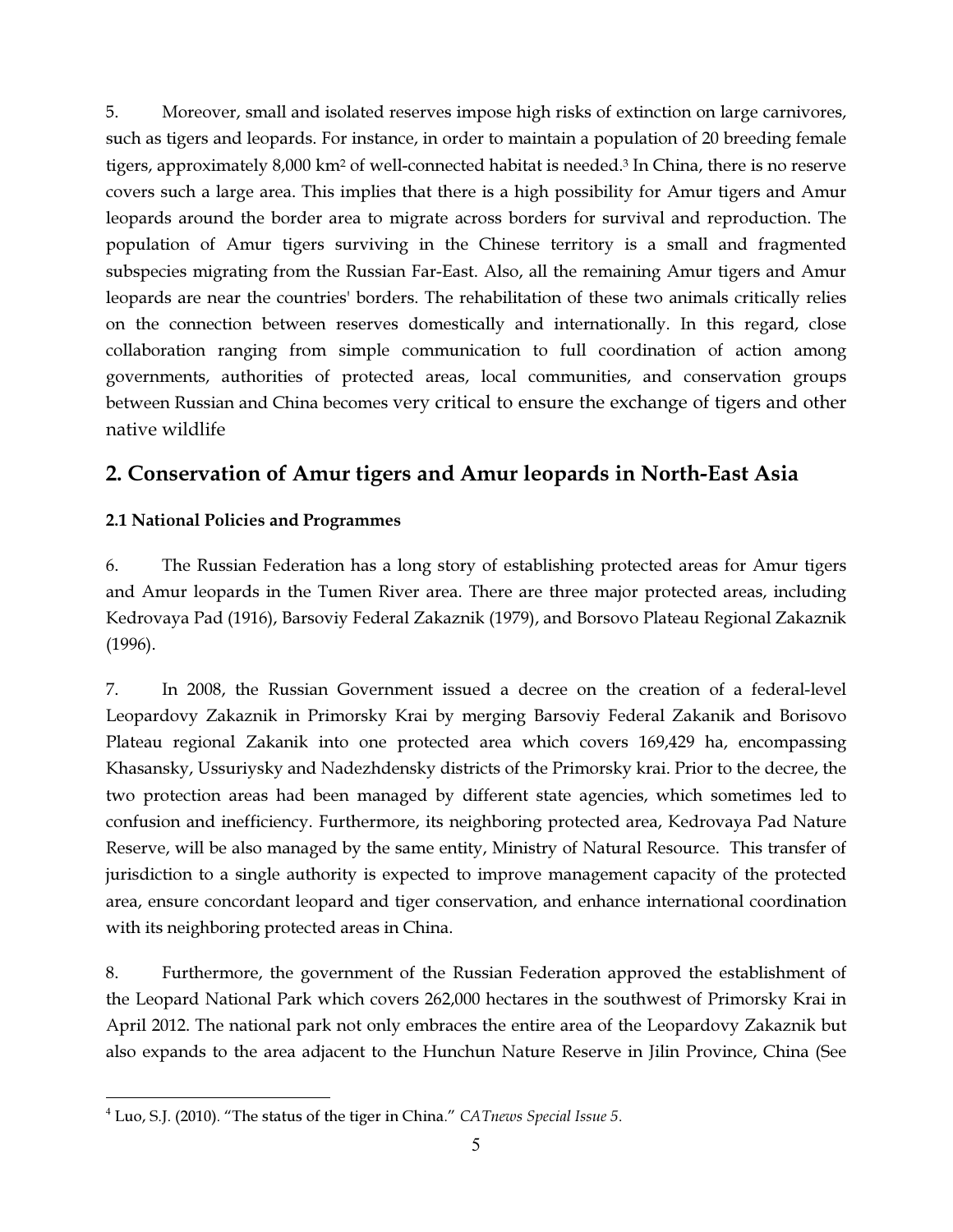5. Moreover, small and isolated reserves impose high risks of extinction on large carnivores, such as tigers and leopards. For instance, in order to maintain a population of 20 breeding female tigers, approximately 8,000 km$^2$ of well-connected habitat is needed.[3] In China, there is no reserve covers such a large area. This implies that there is a high possibility for Amur tigers and Amur leopards around the border area to migrate across borders for survival and reproduction. The population of Amur tigers surviving in the Chinese territory is a small and fragmented subspecies migrating from the Russian Far-East. Also, all the remaining Amur tigers and Amur leopards are near the countries' borders. The rehabilitation of these two animals critically relies on the connection between reserves domestically and internationally. In this regard, close collaboration ranging from simple communication to full coordination of action among governments, authorities of protected areas, local communities, and conservation groups between Russian and China becomes very critical to ensure the exchange of tigers and other native wildlife

## 2. Conservation of Amur tigers and Amur leopards in North-East Asia

### 2.1 National Policies and Programmes

6. The Russian Federation has a long story of establishing protected areas for Amur tigers and Amur leopards in the Tumen River area. There are three major protected areas, including Kedrovaya Pad (1916), Barsoviy Federal Zakaznik (1979), and Borsovo Plateau Regional Zakaznik (1996).

7. In 2008, the Russian Government issued a decree on the creation of a federal-level Leopardovy Zakaznik in Primorsky Krai by merging Barsoviy Federal Zakanik and Borisovo Plateau regional Zakanik into one protected area which covers 169,429 ha, encompassing Khasansky, Ussuriysky and Nadezhdensky districts of the Primorsky krai. Prior to the decree, the two protection areas had been managed by different state agencies, which sometimes led to confusion and inefficiency. Furthermore, its neighboring protected area, Kedrovaya Pad Nature Reserve, will be also managed by the same entity, Ministry of Natural Resource. This transfer of jurisdiction to a single authority is expected to improve management capacity of the protected area, ensure concordant leopard and tiger conservation, and enhance international coordination with its neighboring protected areas in China.

8. Furthermore, the government of the Russian Federation approved the establishment of the Leopard National Park which covers 262,000 hectares in the southwest of Primorsky Krai in April 2012. The national park not only embraces the entire area of the Leopardovy Zakaznik but also expands to the area adjacent to the Hunchun Nature Reserve in Jilin Province, China (See

---

[4] Luo, S.J. (2010). "The status of the tiger in China." *CATnews Special Issue 5.*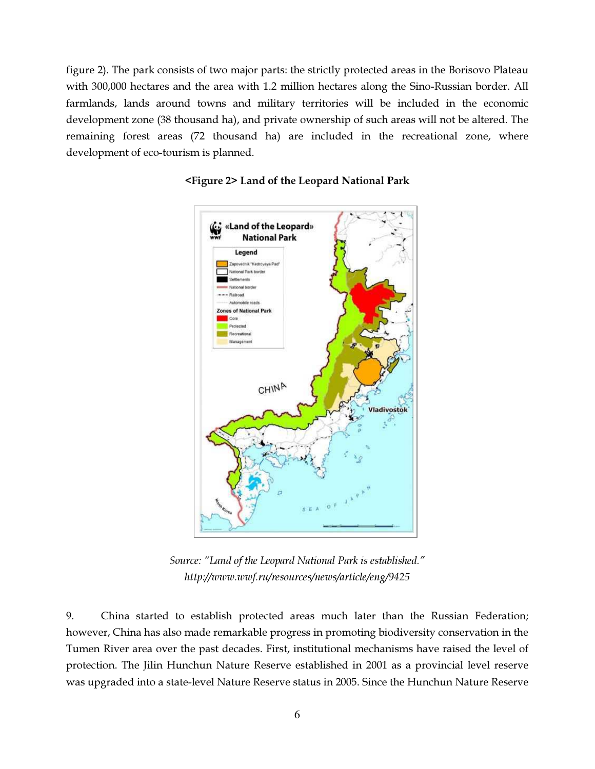figure 2). The park consists of two major parts: the strictly protected areas in the Borisovo Plateau with 300,000 hectares and the area with 1.2 million hectares along the Sino-Russian border. All farmlands, lands around towns and military territories will be included in the economic development zone (38 thousand ha), and private ownership of such areas will not be altered. The remaining forest areas (72 thousand ha) are included in the recreational zone, where development of eco-tourism is planned.

**<Figure 2> Land of the Leopard National Park**

*Source: "Land of the Leopard National Park is established." http://www.wwf.ru/resources/news/article/eng/9425*

9. China started to establish protected areas much later than the Russian Federation; however, China has also made remarkable progress in promoting biodiversity conservation in the Tumen River area over the past decades. First, institutional mechanisms have raised the level of protection. The Jilin Hunchun Nature Reserve established in 2001 as a provincial level reserve was upgraded into a state-level Nature Reserve status in 2005. Since the Hunchun Nature Reserve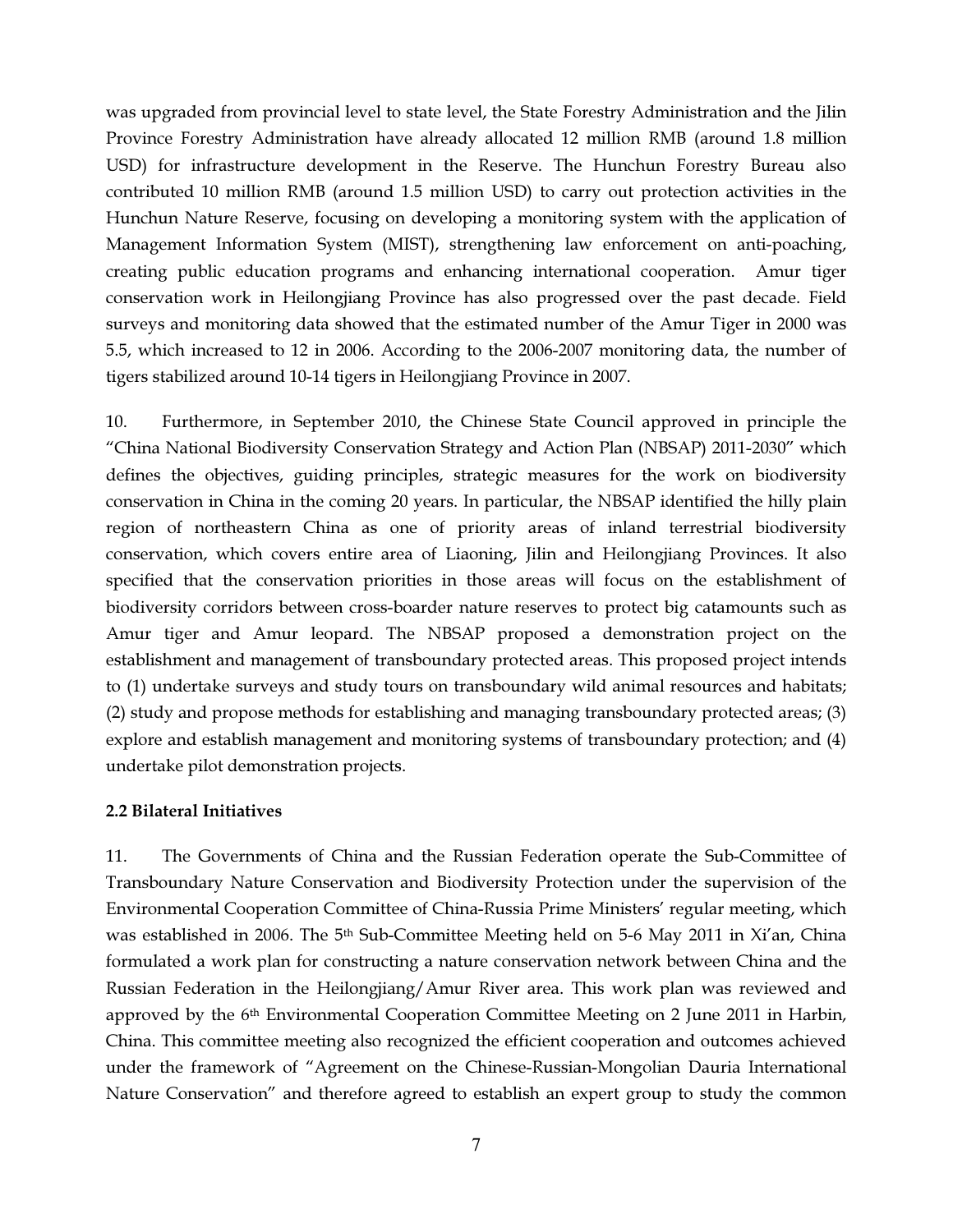was upgraded from provincial level to state level, the State Forestry Administration and the Jilin Province Forestry Administration have already allocated 12 million RMB (around 1.8 million USD) for infrastructure development in the Reserve. The Hunchun Forestry Bureau also contributed 10 million RMB (around 1.5 million USD) to carry out protection activities in the Hunchun Nature Reserve, focusing on developing a monitoring system with the application of Management Information System (MIST), strengthening law enforcement on anti-poaching, creating public education programs and enhancing international cooperation. Amur tiger conservation work in Heilongjiang Province has also progressed over the past decade. Field surveys and monitoring data showed that the estimated number of the Amur Tiger in 2000 was 5.5, which increased to 12 in 2006. According to the 2006-2007 monitoring data, the number of tigers stabilized around 10-14 tigers in Heilongjiang Province in 2007.

10. Furthermore, in September 2010, the Chinese State Council approved in principle the "China National Biodiversity Conservation Strategy and Action Plan (NBSAP) 2011-2030" which defines the objectives, guiding principles, strategic measures for the work on biodiversity conservation in China in the coming 20 years. In particular, the NBSAP identified the hilly plain region of northeastern China as one of priority areas of inland terrestrial biodiversity conservation, which covers entire area of Liaoning, Jilin and Heilongjiang Provinces. It also specified that the conservation priorities in those areas will focus on the establishment of biodiversity corridors between cross-boarder nature reserves to protect big catamounts such as Amur tiger and Amur leopard. The NBSAP proposed a demonstration project on the establishment and management of transboundary protected areas. This proposed project intends to (1) undertake surveys and study tours on transboundary wild animal resources and habitats; (2) study and propose methods for establishing and managing transboundary protected areas; (3) explore and establish management and monitoring systems of transboundary protection; and (4) undertake pilot demonstration projects.

**2.2 Bilateral Initiatives**

11. The Governments of China and the Russian Federation operate the Sub-Committee of Transboundary Nature Conservation and Biodiversity Protection under the supervision of the Environmental Cooperation Committee of China-Russia Prime Ministers' regular meeting, which was established in 2006. The 5th Sub-Committee Meeting held on 5-6 May 2011 in Xi'an, China formulated a work plan for constructing a nature conservation network between China and the Russian Federation in the Heilongjiang/Amur River area. This work plan was reviewed and approved by the 6th Environmental Cooperation Committee Meeting on 2 June 2011 in Harbin, China. This committee meeting also recognized the efficient cooperation and outcomes achieved under the framework of "Agreement on the Chinese-Russian-Mongolian Dauria International Nature Conservation" and therefore agreed to establish an expert group to study the common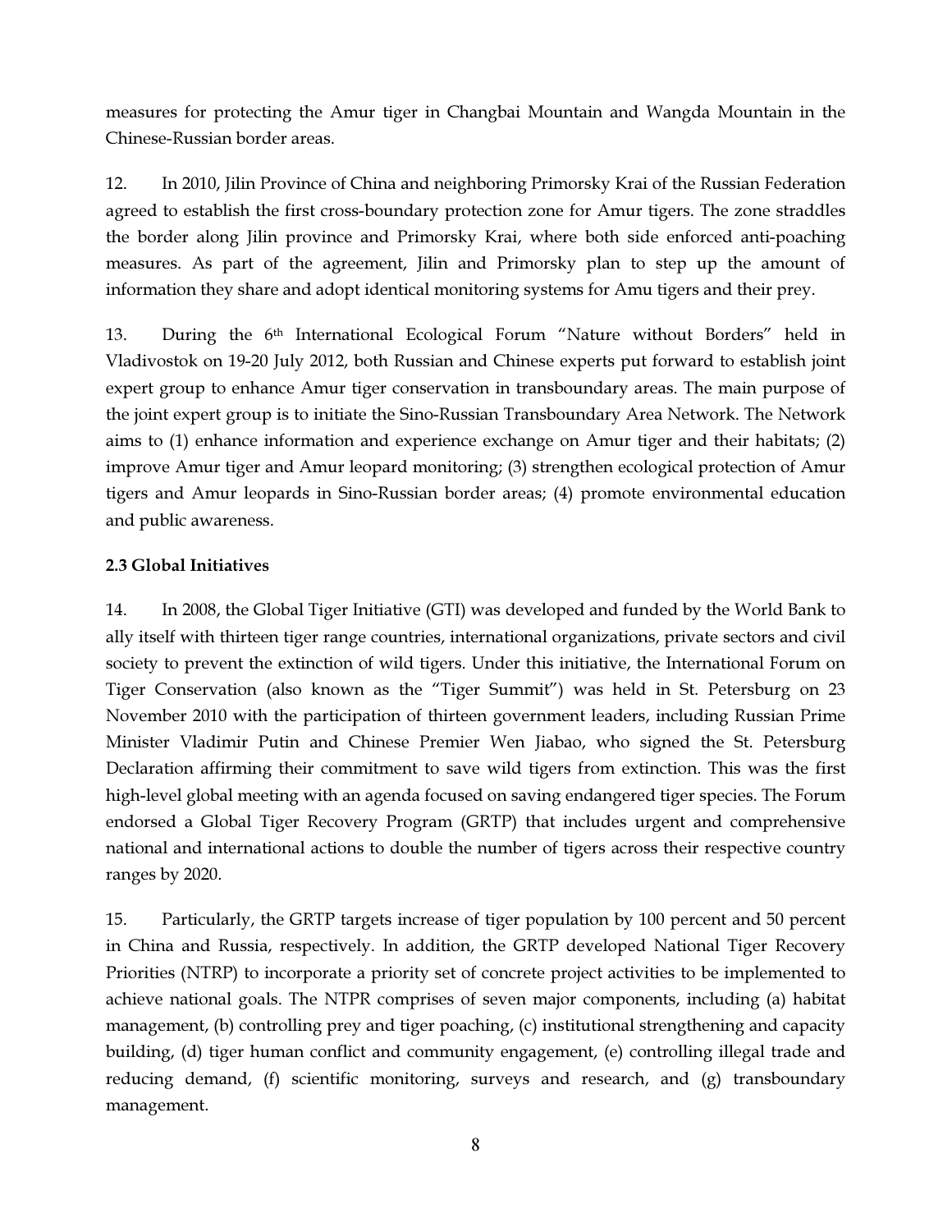measures for protecting the Amur tiger in Changbai Mountain and Wangda Mountain in the Chinese-Russian border areas.

12. In 2010, Jilin Province of China and neighboring Primorsky Krai of the Russian Federation agreed to establish the first cross-boundary protection zone for Amur tigers. The zone straddles the border along Jilin province and Primorsky Krai, where both side enforced anti-poaching measures. As part of the agreement, Jilin and Primorsky plan to step up the amount of information they share and adopt identical monitoring systems for Amu tigers and their prey.

13. During the 6th International Ecological Forum "Nature without Borders" held in Vladivostok on 19-20 July 2012, both Russian and Chinese experts put forward to establish joint expert group to enhance Amur tiger conservation in transboundary areas. The main purpose of the joint expert group is to initiate the Sino-Russian Transboundary Area Network. The Network aims to (1) enhance information and experience exchange on Amur tiger and their habitats; (2) improve Amur tiger and Amur leopard monitoring; (3) strengthen ecological protection of Amur tigers and Amur leopards in Sino-Russian border areas; (4) promote environmental education and public awareness.

### 2.3 Global Initiatives

14. In 2008, the Global Tiger Initiative (GTI) was developed and funded by the World Bank to ally itself with thirteen tiger range countries, international organizations, private sectors and civil society to prevent the extinction of wild tigers. Under this initiative, the International Forum on Tiger Conservation (also known as the "Tiger Summit") was held in St. Petersburg on 23 November 2010 with the participation of thirteen government leaders, including Russian Prime Minister Vladimir Putin and Chinese Premier Wen Jiabao, who signed the St. Petersburg Declaration affirming their commitment to save wild tigers from extinction. This was the first high-level global meeting with an agenda focused on saving endangered tiger species. The Forum endorsed a Global Tiger Recovery Program (GRTP) that includes urgent and comprehensive national and international actions to double the number of tigers across their respective country ranges by 2020.

15. Particularly, the GRTP targets increase of tiger population by 100 percent and 50 percent in China and Russia, respectively. In addition, the GRTP developed National Tiger Recovery Priorities (NTRP) to incorporate a priority set of concrete project activities to be implemented to achieve national goals. The NTPR comprises of seven major components, including (a) habitat management, (b) controlling prey and tiger poaching, (c) institutional strengthening and capacity building, (d) tiger human conflict and community engagement, (e) controlling illegal trade and reducing demand, (f) scientific monitoring, surveys and research, and (g) transboundary management.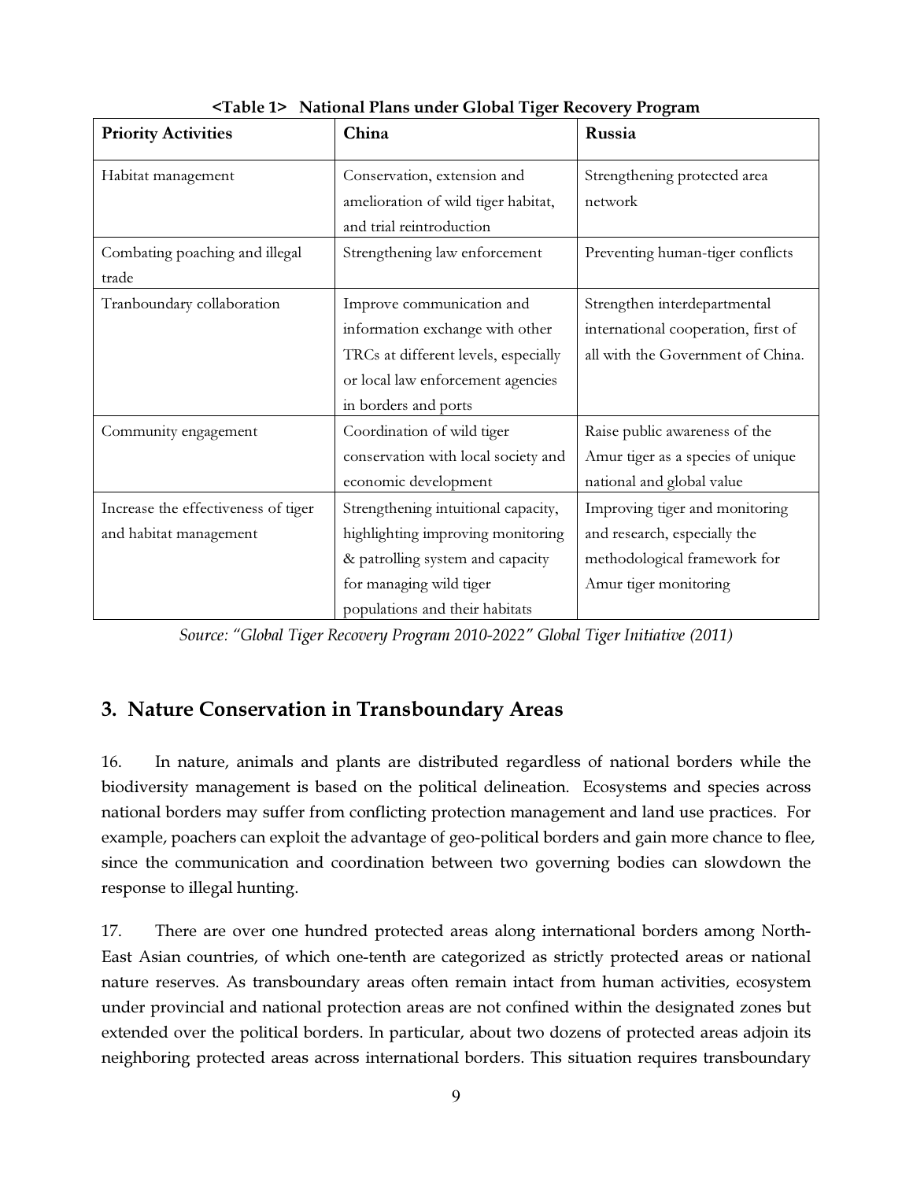**<Table 1> National Plans under Global Tiger Recovery Program**

| Priority Activities | China | Russia |
|---|---|---|
| Habitat management | Conservation, extension and amelioration of wild tiger habitat, and trial reintroduction | Strengthening protected area network |
| Combating poaching and illegal trade | Strengthening law enforcement | Preventing human-tiger conflicts |
| Tranboundary collaboration | Improve communication and information exchange with other TRCs at different levels, especially or local law enforcement agencies in borders and ports | Strengthen interdepartmental international cooperation, first of all with the Government of China. |
| Community engagement | Coordination of wild tiger conservation with local society and economic development | Raise public awareness of the Amur tiger as a species of unique national and global value |
| Increase the effectiveness of tiger and habitat management | Strengthening intuitional capacity, highlighting improving monitoring & patrolling system and capacity for managing wild tiger populations and their habitats | Improving tiger and monitoring and research, especially the methodological framework for Amur tiger monitoring |

*Source: "Global Tiger Recovery Program 2010-2022" Global Tiger Initiative (2011)*

## 3. Nature Conservation in Transboundary Areas

16. In nature, animals and plants are distributed regardless of national borders while the biodiversity management is based on the political delineation. Ecosystems and species across national borders may suffer from conflicting protection management and land use practices. For example, poachers can exploit the advantage of geo-political borders and gain more chance to flee, since the communication and coordination between two governing bodies can slowdown the response to illegal hunting.

17. There are over one hundred protected areas along international borders among North-East Asian countries, of which one-tenth are categorized as strictly protected areas or national nature reserves. As transboundary areas often remain intact from human activities, ecosystem under provincial and national protection areas are not confined within the designated zones but extended over the political borders. In particular, about two dozens of protected areas adjoin its neighboring protected areas across international borders. This situation requires transboundary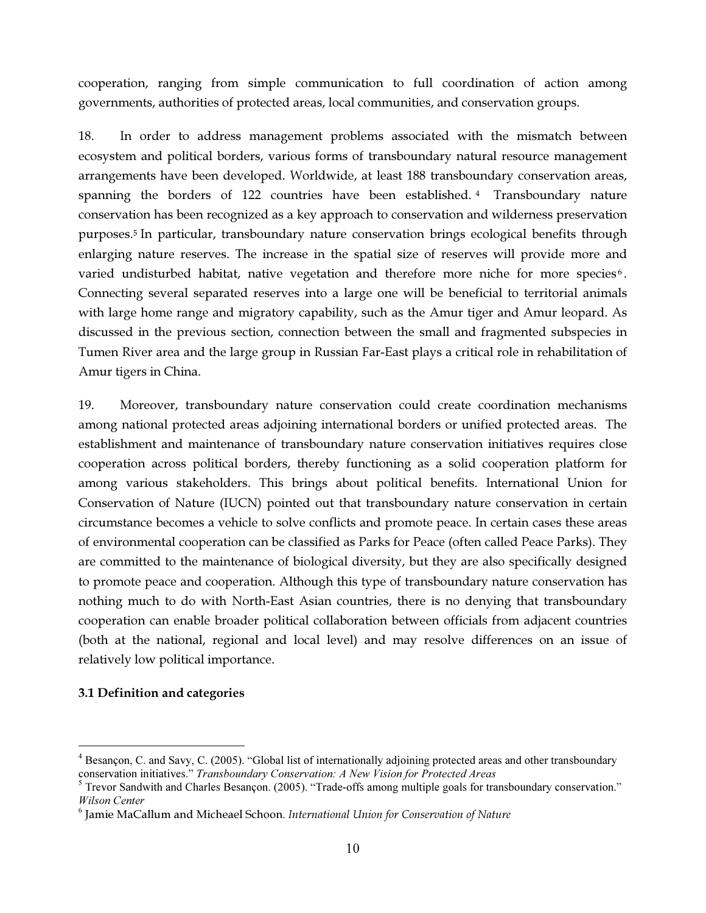cooperation, ranging from simple communication to full coordination of action among governments, authorities of protected areas, local communities, and conservation groups.

18. In order to address management problems associated with the mismatch between ecosystem and political borders, various forms of transboundary natural resource management arrangements have been developed. Worldwide, at least 188 transboundary conservation areas, spanning the borders of 122 countries have been established.[4] Transboundary nature conservation has been recognized as a key approach to conservation and wilderness preservation purposes.[5] In particular, transboundary nature conservation brings ecological benefits through enlarging nature reserves. The increase in the spatial size of reserves will provide more and varied undisturbed habitat, native vegetation and therefore more niche for more species[6]. Connecting several separated reserves into a large one will be beneficial to territorial animals with large home range and migratory capability, such as the Amur tiger and Amur leopard. As discussed in the previous section, connection between the small and fragmented subspecies in Tumen River area and the large group in Russian Far-East plays a critical role in rehabilitation of Amur tigers in China.

19. Moreover, transboundary nature conservation could create coordination mechanisms among national protected areas adjoining international borders or unified protected areas. The establishment and maintenance of transboundary nature conservation initiatives requires close cooperation across political borders, thereby functioning as a solid cooperation platform for among various stakeholders. This brings about political benefits. International Union for Conservation of Nature (IUCN) pointed out that transboundary nature conservation in certain circumstance becomes a vehicle to solve conflicts and promote peace. In certain cases these areas of environmental cooperation can be classified as Parks for Peace (often called Peace Parks). They are committed to the maintenance of biological diversity, but they are also specifically designed to promote peace and cooperation. Although this type of transboundary nature conservation has nothing much to do with North-East Asian countries, there is no denying that transboundary cooperation can enable broader political collaboration between officials from adjacent countries (both at the national, regional and local level) and may resolve differences on an issue of relatively low political importance.

### 3.1 Definition and categories

---

[4] Besançon, C. and Savy, C. (2005). "Global list of internationally adjoining protected areas and other transboundary conservation initiatives." *Transboundary Conservation: A New Vision for Protected Areas*

[5] Trevor Sandwith and Charles Besançon. (2005). "Trade-offs among multiple goals for transboundary conservation." *Wilson Center*

[6] Jamie MaCallum and Micheael Schoon. *International Union for Conservation of Nature*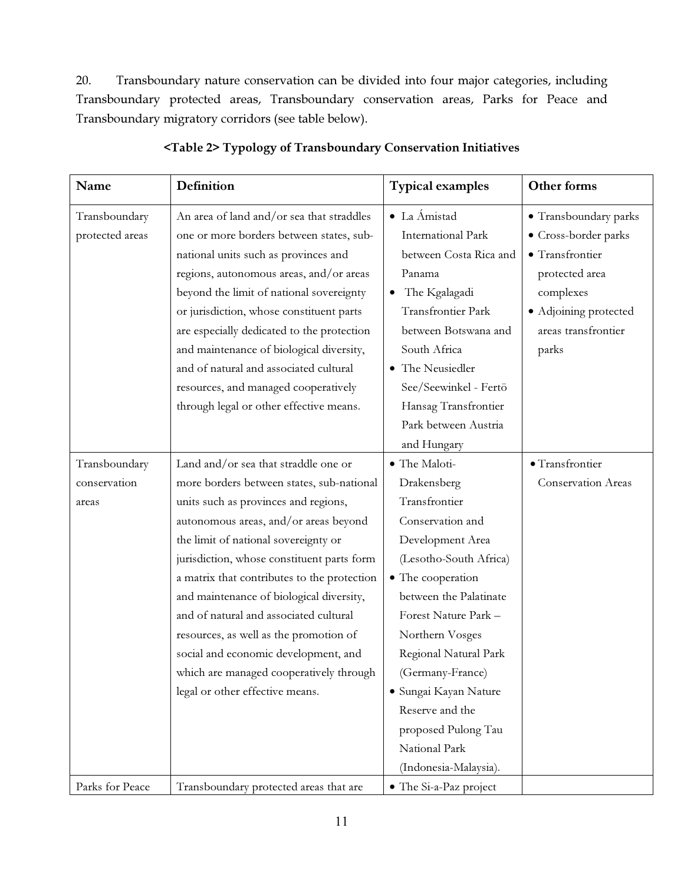20. Transboundary nature conservation can be divided into four major categories, including Transboundary protected areas, Transboundary conservation areas, Parks for Peace and Transboundary migratory corridors (see table below).

**<Table 2> Typology of Transboundary Conservation Initiatives**

| Name | Definition | Typical examples | Other forms |
|---|---|---|---|
| Transboundary protected areas | An area of land and/or sea that straddles one or more borders between states, sub-national units such as provinces and regions, autonomous areas, and/or areas beyond the limit of national sovereignty or jurisdiction, whose constituent parts are especially dedicated to the protection and maintenance of biological diversity, and of natural and associated cultural resources, and managed cooperatively through legal or other effective means. | • La Ámistad International Park between Costa Rica and Panama<br>• The Kgalagadi Transfrontier Park between Botswana and South Africa<br>• The Neusiedler See/Seewinkel - Fertö Hansag Transfrontier Park between Austria and Hungary | • Transboundary parks<br>• Cross-border parks<br>• Transfrontier protected area complexes<br>• Adjoining protected areas transfrontier parks |
| Transboundary conservation areas | Land and/or sea that straddle one or more borders between states, sub-national units such as provinces and regions, autonomous areas, and/or areas beyond the limit of national sovereignty or jurisdiction, whose constituent parts form a matrix that contributes to the protection and maintenance of biological diversity, and of natural and associated cultural resources, as well as the promotion of social and economic development, and which are managed cooperatively through legal or other effective means. | • The Maloti-Drakensberg Transfrontier Conservation and Development Area (Lesotho-South Africa)<br>• The cooperation between the Palatinate Forest Nature Park – Northern Vosges Regional Natural Park (Germany-France)<br>• Sungai Kayan Nature Reserve and the proposed Pulong Tau National Park (Indonesia-Malaysia). | • Transfrontier Conservation Areas |
| Parks for Peace | Transboundary protected areas that are | • The Si-a-Paz project | |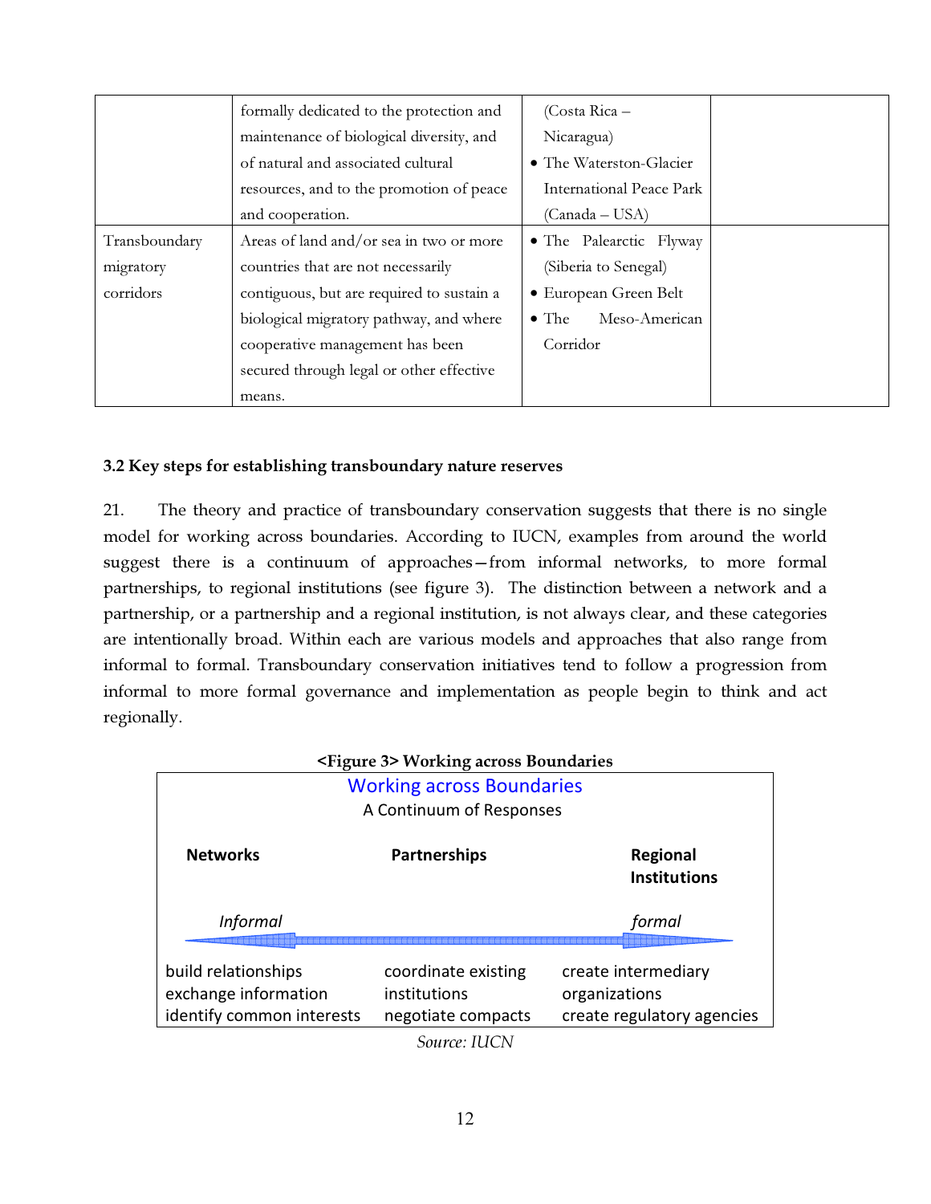|  | formally dedicated to the protection and maintenance of biological diversity, and of natural and associated cultural resources, and to the promotion of peace and cooperation. | (Costa Rica – Nicaragua)<br>• The Waterston-Glacier International Peace Park (Canada – USA) |  |
| --- | --- | --- | --- |
| Transboundary migratory corridors | Areas of land and/or sea in two or more countries that are not necessarily contiguous, but are required to sustain a biological migratory pathway, and where cooperative management has been secured through legal or other effective means. | • The Palearctic Flyway (Siberia to Senegal)<br>• European Green Belt<br>• The Meso-American Corridor |  |

### 3.2 Key steps for establishing transboundary nature reserves

21. The theory and practice of transboundary conservation suggests that there is no single model for working across boundaries. According to IUCN, examples from around the world suggest there is a continuum of approaches—from informal networks, to more formal partnerships, to regional institutions (see figure 3). The distinction between a network and a partnership, or a partnership and a regional institution, is not always clear, and these categories are intentionally broad. Within each are various models and approaches that also range from informal to formal. Transboundary conservation initiatives tend to follow a progression from informal to more formal governance and implementation as people begin to think and act regionally.

**<Figure 3> Working across Boundaries**

Working across Boundaries

A Continuum of Responses

| **Networks** | **Partnerships** | **Regional Institutions** |
| --- | --- | --- |
| *Informal* ⟵ | ⟷ | ⟶ *formal* |
| build relationships<br>exchange information<br>identify common interests | coordinate existing institutions<br>negotiate compacts | create intermediary organizations<br>create regulatory agencies |

*Source: IUCN*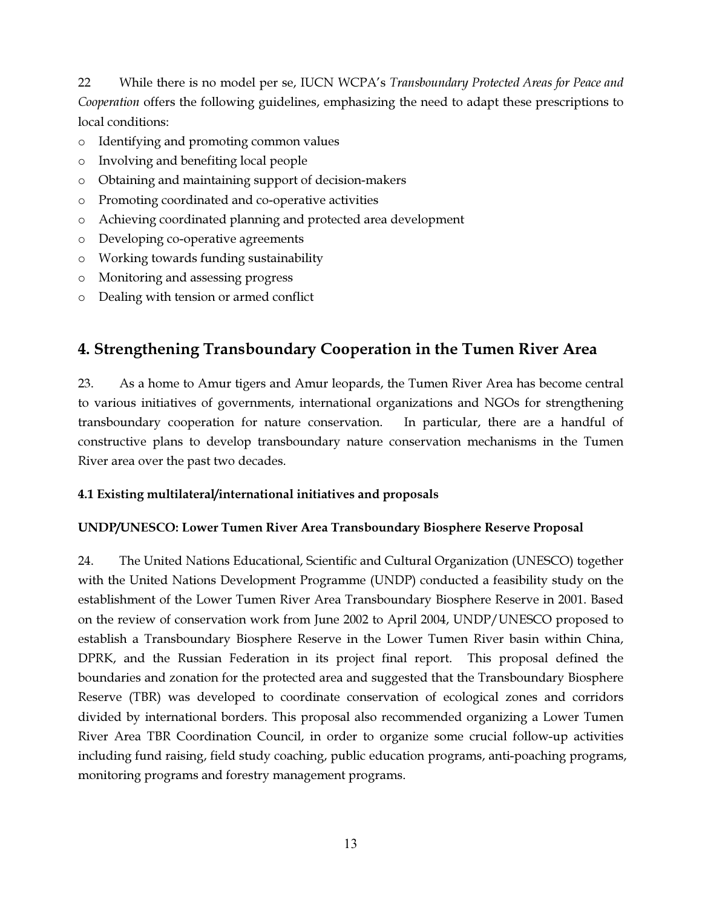22 While there is no model per se, IUCN WCPA's *Transboundary Protected Areas for Peace and Cooperation* offers the following guidelines, emphasizing the need to adapt these prescriptions to local conditions:

- Identifying and promoting common values
- Involving and benefiting local people
- Obtaining and maintaining support of decision-makers
- Promoting coordinated and co-operative activities
- Achieving coordinated planning and protected area development
- Developing co-operative agreements
- Working towards funding sustainability
- Monitoring and assessing progress
- Dealing with tension or armed conflict

## 4. Strengthening Transboundary Cooperation in the Tumen River Area

23. As a home to Amur tigers and Amur leopards, the Tumen River Area has become central to various initiatives of governments, international organizations and NGOs for strengthening transboundary cooperation for nature conservation. In particular, there are a handful of constructive plans to develop transboundary nature conservation mechanisms in the Tumen River area over the past two decades.

### 4.1 Existing multilateral/international initiatives and proposals

**UNDP/UNESCO: Lower Tumen River Area Transboundary Biosphere Reserve Proposal**

24. The United Nations Educational, Scientific and Cultural Organization (UNESCO) together with the United Nations Development Programme (UNDP) conducted a feasibility study on the establishment of the Lower Tumen River Area Transboundary Biosphere Reserve in 2001. Based on the review of conservation work from June 2002 to April 2004, UNDP/UNESCO proposed to establish a Transboundary Biosphere Reserve in the Lower Tumen River basin within China, DPRK, and the Russian Federation in its project final report. This proposal defined the boundaries and zonation for the protected area and suggested that the Transboundary Biosphere Reserve (TBR) was developed to coordinate conservation of ecological zones and corridors divided by international borders. This proposal also recommended organizing a Lower Tumen River Area TBR Coordination Council, in order to organize some crucial follow-up activities including fund raising, field study coaching, public education programs, anti-poaching programs, monitoring programs and forestry management programs.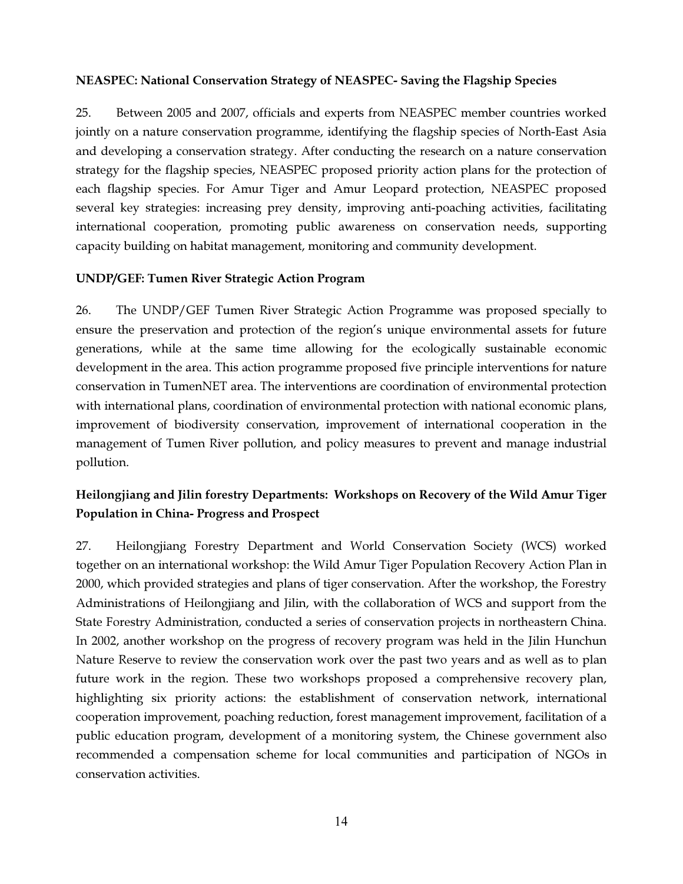**NEASPEC: National Conservation Strategy of NEASPEC- Saving the Flagship Species**

25. Between 2005 and 2007, officials and experts from NEASPEC member countries worked jointly on a nature conservation programme, identifying the flagship species of North-East Asia and developing a conservation strategy. After conducting the research on a nature conservation strategy for the flagship species, NEASPEC proposed priority action plans for the protection of each flagship species. For Amur Tiger and Amur Leopard protection, NEASPEC proposed several key strategies: increasing prey density, improving anti-poaching activities, facilitating international cooperation, promoting public awareness on conservation needs, supporting capacity building on habitat management, monitoring and community development.

**UNDP/GEF: Tumen River Strategic Action Program**

26. The UNDP/GEF Tumen River Strategic Action Programme was proposed specially to ensure the preservation and protection of the region's unique environmental assets for future generations, while at the same time allowing for the ecologically sustainable economic development in the area. This action programme proposed five principle interventions for nature conservation in TumenNET area. The interventions are coordination of environmental protection with international plans, coordination of environmental protection with national economic plans, improvement of biodiversity conservation, improvement of international cooperation in the management of Tumen River pollution, and policy measures to prevent and manage industrial pollution.

**Heilongjiang and Jilin forestry Departments: Workshops on Recovery of the Wild Amur Tiger Population in China- Progress and Prospect**

27. Heilongjiang Forestry Department and World Conservation Society (WCS) worked together on an international workshop: the Wild Amur Tiger Population Recovery Action Plan in 2000, which provided strategies and plans of tiger conservation. After the workshop, the Forestry Administrations of Heilongjiang and Jilin, with the collaboration of WCS and support from the State Forestry Administration, conducted a series of conservation projects in northeastern China. In 2002, another workshop on the progress of recovery program was held in the Jilin Hunchun Nature Reserve to review the conservation work over the past two years and as well as to plan future work in the region. These two workshops proposed a comprehensive recovery plan, highlighting six priority actions: the establishment of conservation network, international cooperation improvement, poaching reduction, forest management improvement, facilitation of a public education program, development of a monitoring system, the Chinese government also recommended a compensation scheme for local communities and participation of NGOs in conservation activities.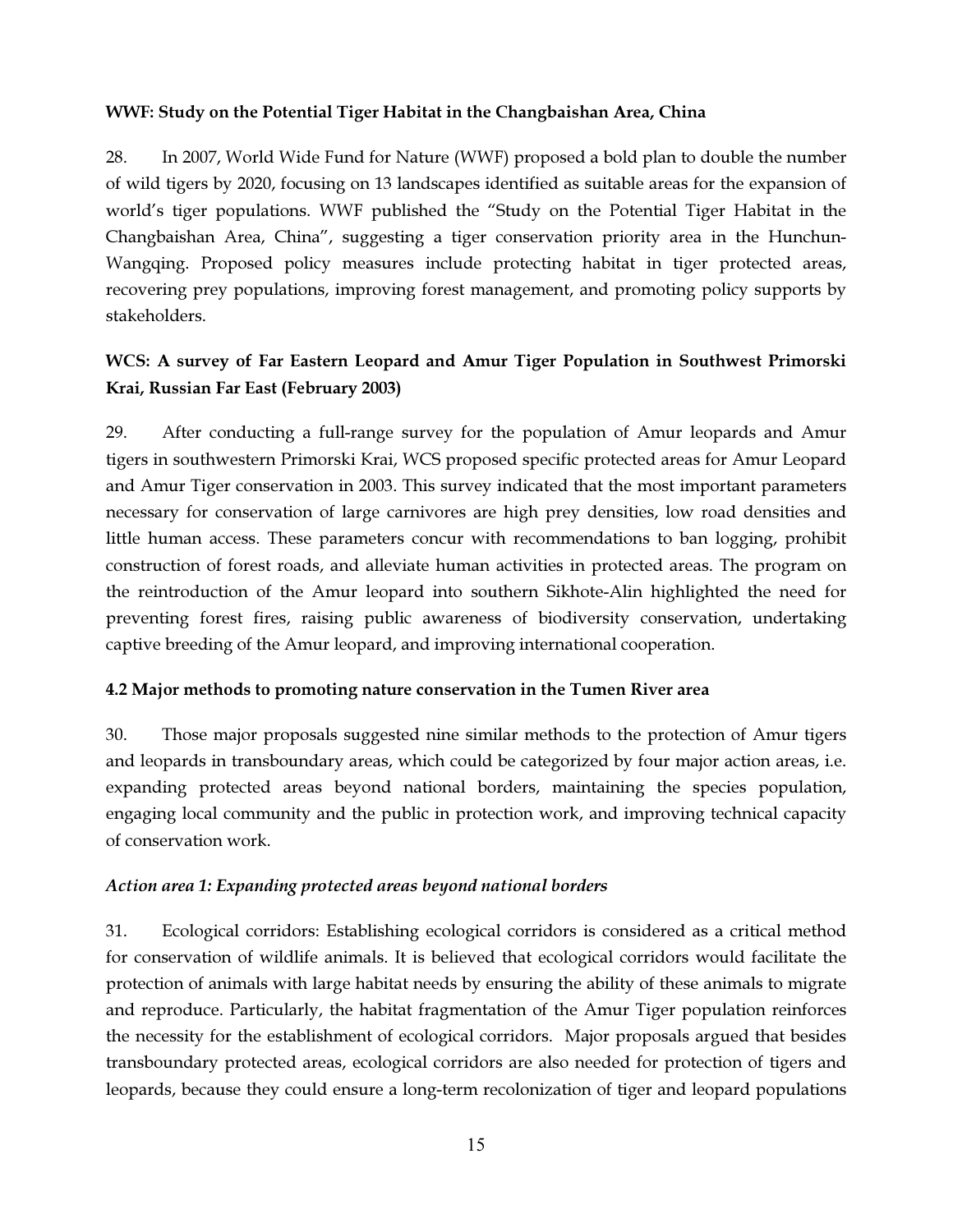**WWF: Study on the Potential Tiger Habitat in the Changbaishan Area, China**

28. In 2007, World Wide Fund for Nature (WWF) proposed a bold plan to double the number of wild tigers by 2020, focusing on 13 landscapes identified as suitable areas for the expansion of world's tiger populations. WWF published the "Study on the Potential Tiger Habitat in the Changbaishan Area, China", suggesting a tiger conservation priority area in the Hunchun-Wangqing. Proposed policy measures include protecting habitat in tiger protected areas, recovering prey populations, improving forest management, and promoting policy supports by stakeholders.

**WCS: A survey of Far Eastern Leopard and Amur Tiger Population in Southwest Primorski Krai, Russian Far East (February 2003)**

29. After conducting a full-range survey for the population of Amur leopards and Amur tigers in southwestern Primorski Krai, WCS proposed specific protected areas for Amur Leopard and Amur Tiger conservation in 2003. This survey indicated that the most important parameters necessary for conservation of large carnivores are high prey densities, low road densities and little human access. These parameters concur with recommendations to ban logging, prohibit construction of forest roads, and alleviate human activities in protected areas. The program on the reintroduction of the Amur leopard into southern Sikhote-Alin highlighted the need for preventing forest fires, raising public awareness of biodiversity conservation, undertaking captive breeding of the Amur leopard, and improving international cooperation.

**4.2 Major methods to promoting nature conservation in the Tumen River area**

30. Those major proposals suggested nine similar methods to the protection of Amur tigers and leopards in transboundary areas, which could be categorized by four major action areas, i.e. expanding protected areas beyond national borders, maintaining the species population, engaging local community and the public in protection work, and improving technical capacity of conservation work.

***Action area 1: Expanding protected areas beyond national borders***

31. Ecological corridors: Establishing ecological corridors is considered as a critical method for conservation of wildlife animals. It is believed that ecological corridors would facilitate the protection of animals with large habitat needs by ensuring the ability of these animals to migrate and reproduce. Particularly, the habitat fragmentation of the Amur Tiger population reinforces the necessity for the establishment of ecological corridors. Major proposals argued that besides transboundary protected areas, ecological corridors are also needed for protection of tigers and leopards, because they could ensure a long-term recolonization of tiger and leopard populations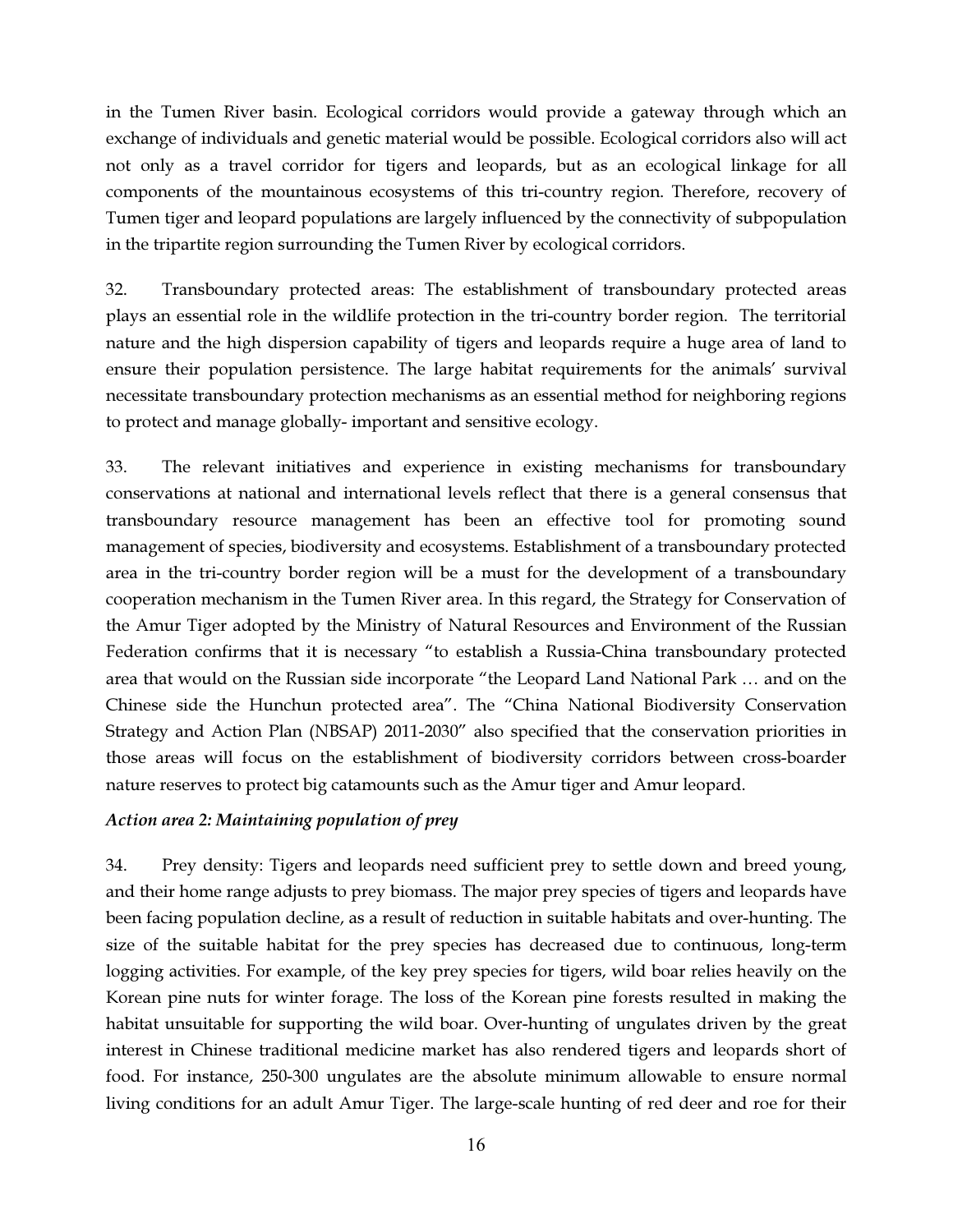in the Tumen River basin. Ecological corridors would provide a gateway through which an exchange of individuals and genetic material would be possible. Ecological corridors also will act not only as a travel corridor for tigers and leopards, but as an ecological linkage for all components of the mountainous ecosystems of this tri-country region. Therefore, recovery of Tumen tiger and leopard populations are largely influenced by the connectivity of subpopulation in the tripartite region surrounding the Tumen River by ecological corridors.

32. Transboundary protected areas: The establishment of transboundary protected areas plays an essential role in the wildlife protection in the tri-country border region. The territorial nature and the high dispersion capability of tigers and leopards require a huge area of land to ensure their population persistence. The large habitat requirements for the animals' survival necessitate transboundary protection mechanisms as an essential method for neighboring regions to protect and manage globally- important and sensitive ecology.

33. The relevant initiatives and experience in existing mechanisms for transboundary conservations at national and international levels reflect that there is a general consensus that transboundary resource management has been an effective tool for promoting sound management of species, biodiversity and ecosystems. Establishment of a transboundary protected area in the tri-country border region will be a must for the development of a transboundary cooperation mechanism in the Tumen River area. In this regard, the Strategy for Conservation of the Amur Tiger adopted by the Ministry of Natural Resources and Environment of the Russian Federation confirms that it is necessary "to establish a Russia-China transboundary protected area that would on the Russian side incorporate "the Leopard Land National Park … and on the Chinese side the Hunchun protected area". The "China National Biodiversity Conservation Strategy and Action Plan (NBSAP) 2011-2030" also specified that the conservation priorities in those areas will focus on the establishment of biodiversity corridors between cross-boarder nature reserves to protect big catamounts such as the Amur tiger and Amur leopard.

***Action area 2: Maintaining population of prey***

34. Prey density: Tigers and leopards need sufficient prey to settle down and breed young, and their home range adjusts to prey biomass. The major prey species of tigers and leopards have been facing population decline, as a result of reduction in suitable habitats and over-hunting. The size of the suitable habitat for the prey species has decreased due to continuous, long-term logging activities. For example, of the key prey species for tigers, wild boar relies heavily on the Korean pine nuts for winter forage. The loss of the Korean pine forests resulted in making the habitat unsuitable for supporting the wild boar. Over-hunting of ungulates driven by the great interest in Chinese traditional medicine market has also rendered tigers and leopards short of food. For instance, 250-300 ungulates are the absolute minimum allowable to ensure normal living conditions for an adult Amur Tiger. The large-scale hunting of red deer and roe for their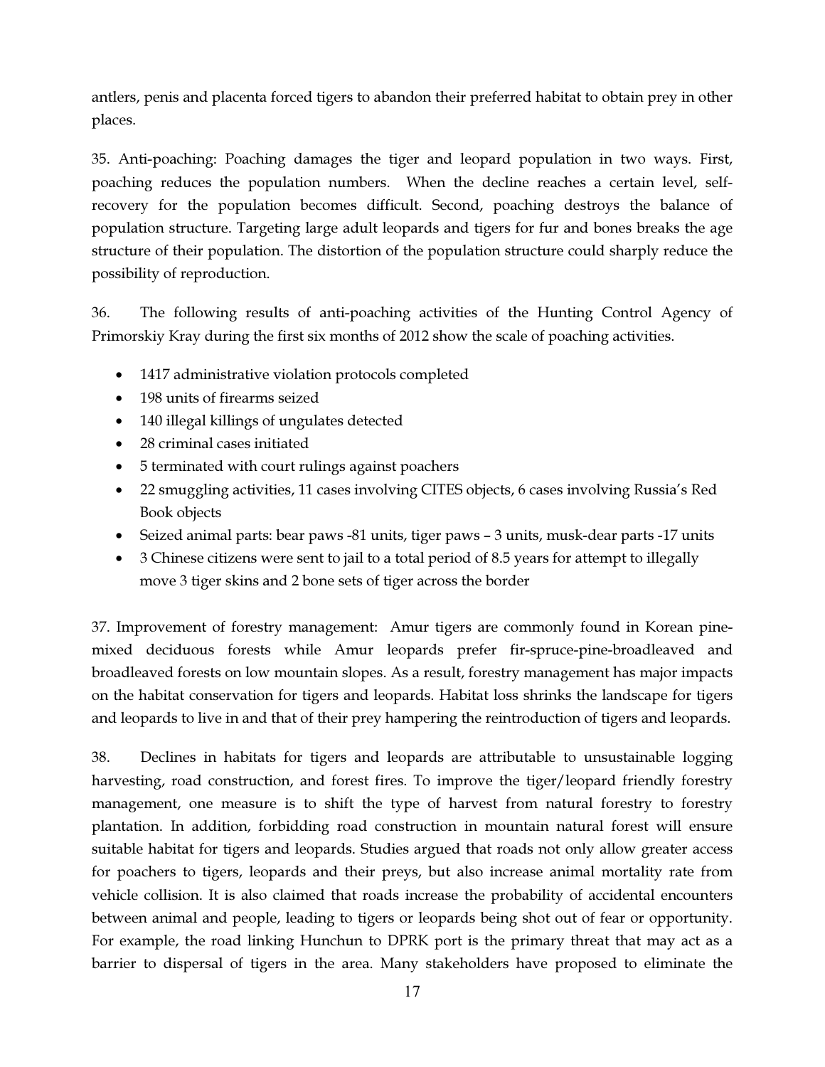antlers, penis and placenta forced tigers to abandon their preferred habitat to obtain prey in other places.

35. Anti-poaching: Poaching damages the tiger and leopard population in two ways. First, poaching reduces the population numbers. When the decline reaches a certain level, self-recovery for the population becomes difficult. Second, poaching destroys the balance of population structure. Targeting large adult leopards and tigers for fur and bones breaks the age structure of their population. The distortion of the population structure could sharply reduce the possibility of reproduction.

36. The following results of anti-poaching activities of the Hunting Control Agency of Primorskiy Kray during the first six months of 2012 show the scale of poaching activities.

- 1417 administrative violation protocols completed
- 198 units of firearms seized
- 140 illegal killings of ungulates detected
- 28 criminal cases initiated
- 5 terminated with court rulings against poachers
- 22 smuggling activities, 11 cases involving CITES objects, 6 cases involving Russia's Red Book objects
- Seized animal parts: bear paws -81 units, tiger paws – 3 units, musk-dear parts -17 units
- 3 Chinese citizens were sent to jail to a total period of 8.5 years for attempt to illegally move 3 tiger skins and 2 bone sets of tiger across the border

37. Improvement of forestry management: Amur tigers are commonly found in Korean pine-mixed deciduous forests while Amur leopards prefer fir-spruce-pine-broadleaved and broadleaved forests on low mountain slopes. As a result, forestry management has major impacts on the habitat conservation for tigers and leopards. Habitat loss shrinks the landscape for tigers and leopards to live in and that of their prey hampering the reintroduction of tigers and leopards.

38. Declines in habitats for tigers and leopards are attributable to unsustainable logging harvesting, road construction, and forest fires. To improve the tiger/leopard friendly forestry management, one measure is to shift the type of harvest from natural forestry to forestry plantation. In addition, forbidding road construction in mountain natural forest will ensure suitable habitat for tigers and leopards. Studies argued that roads not only allow greater access for poachers to tigers, leopards and their preys, but also increase animal mortality rate from vehicle collision. It is also claimed that roads increase the probability of accidental encounters between animal and people, leading to tigers or leopards being shot out of fear or opportunity. For example, the road linking Hunchun to DPRK port is the primary threat that may act as a barrier to dispersal of tigers in the area. Many stakeholders have proposed to eliminate the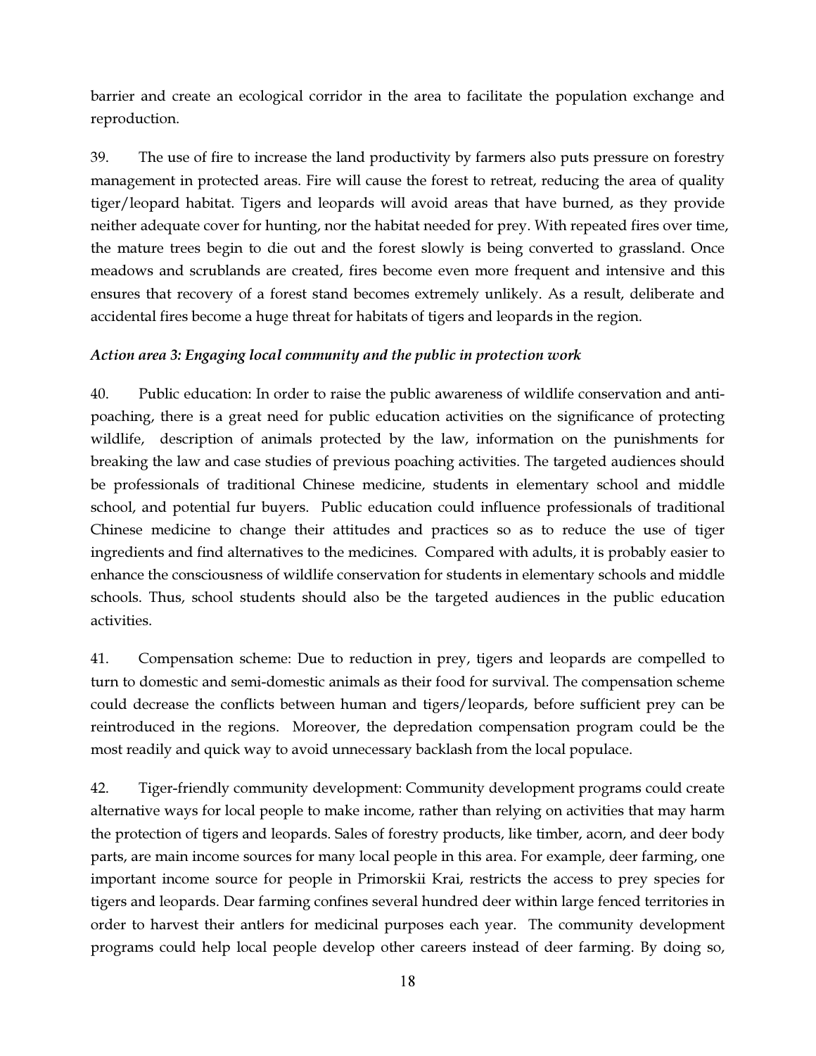barrier and create an ecological corridor in the area to facilitate the population exchange and reproduction.

39. The use of fire to increase the land productivity by farmers also puts pressure on forestry management in protected areas. Fire will cause the forest to retreat, reducing the area of quality tiger/leopard habitat. Tigers and leopards will avoid areas that have burned, as they provide neither adequate cover for hunting, nor the habitat needed for prey. With repeated fires over time, the mature trees begin to die out and the forest slowly is being converted to grassland. Once meadows and scrublands are created, fires become even more frequent and intensive and this ensures that recovery of a forest stand becomes extremely unlikely. As a result, deliberate and accidental fires become a huge threat for habitats of tigers and leopards in the region.

*Action area 3: Engaging local community and the public in protection work*

40. Public education: In order to raise the public awareness of wildlife conservation and anti-poaching, there is a great need for public education activities on the significance of protecting wildlife, description of animals protected by the law, information on the punishments for breaking the law and case studies of previous poaching activities. The targeted audiences should be professionals of traditional Chinese medicine, students in elementary school and middle school, and potential fur buyers. Public education could influence professionals of traditional Chinese medicine to change their attitudes and practices so as to reduce the use of tiger ingredients and find alternatives to the medicines. Compared with adults, it is probably easier to enhance the consciousness of wildlife conservation for students in elementary schools and middle schools. Thus, school students should also be the targeted audiences in the public education activities.

41. Compensation scheme: Due to reduction in prey, tigers and leopards are compelled to turn to domestic and semi-domestic animals as their food for survival. The compensation scheme could decrease the conflicts between human and tigers/leopards, before sufficient prey can be reintroduced in the regions. Moreover, the depredation compensation program could be the most readily and quick way to avoid unnecessary backlash from the local populace.

42. Tiger-friendly community development: Community development programs could create alternative ways for local people to make income, rather than relying on activities that may harm the protection of tigers and leopards. Sales of forestry products, like timber, acorn, and deer body parts, are main income sources for many local people in this area. For example, deer farming, one important income source for people in Primorskii Krai, restricts the access to prey species for tigers and leopards. Dear farming confines several hundred deer within large fenced territories in order to harvest their antlers for medicinal purposes each year. The community development programs could help local people develop other careers instead of deer farming. By doing so,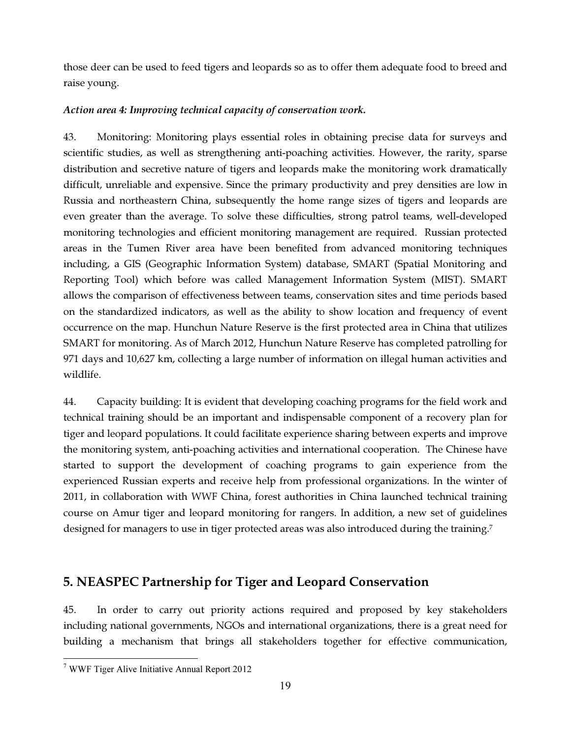those deer can be used to feed tigers and leopards so as to offer them adequate food to breed and raise young.

***Action area 4: Improving technical capacity of conservation work.***

43. Monitoring: Monitoring plays essential roles in obtaining precise data for surveys and scientific studies, as well as strengthening anti-poaching activities. However, the rarity, sparse distribution and secretive nature of tigers and leopards make the monitoring work dramatically difficult, unreliable and expensive. Since the primary productivity and prey densities are low in Russia and northeastern China, subsequently the home range sizes of tigers and leopards are even greater than the average. To solve these difficulties, strong patrol teams, well-developed monitoring technologies and efficient monitoring management are required. Russian protected areas in the Tumen River area have been benefited from advanced monitoring techniques including, a GIS (Geographic Information System) database, SMART (Spatial Monitoring and Reporting Tool) which before was called Management Information System (MIST). SMART allows the comparison of effectiveness between teams, conservation sites and time periods based on the standardized indicators, as well as the ability to show location and frequency of event occurrence on the map. Hunchun Nature Reserve is the first protected area in China that utilizes SMART for monitoring. As of March 2012, Hunchun Nature Reserve has completed patrolling for 971 days and 10,627 km, collecting a large number of information on illegal human activities and wildlife.

44. Capacity building: It is evident that developing coaching programs for the field work and technical training should be an important and indispensable component of a recovery plan for tiger and leopard populations. It could facilitate experience sharing between experts and improve the monitoring system, anti-poaching activities and international cooperation. The Chinese have started to support the development of coaching programs to gain experience from the experienced Russian experts and receive help from professional organizations. In the winter of 2011, in collaboration with WWF China, forest authorities in China launched technical training course on Amur tiger and leopard monitoring for rangers. In addition, a new set of guidelines designed for managers to use in tiger protected areas was also introduced during the training.[7]

## 5. NEASPEC Partnership for Tiger and Leopard Conservation

45. In order to carry out priority actions required and proposed by key stakeholders including national governments, NGOs and international organizations, there is a great need for building a mechanism that brings all stakeholders together for effective communication,

[7] WWF Tiger Alive Initiative Annual Report 2012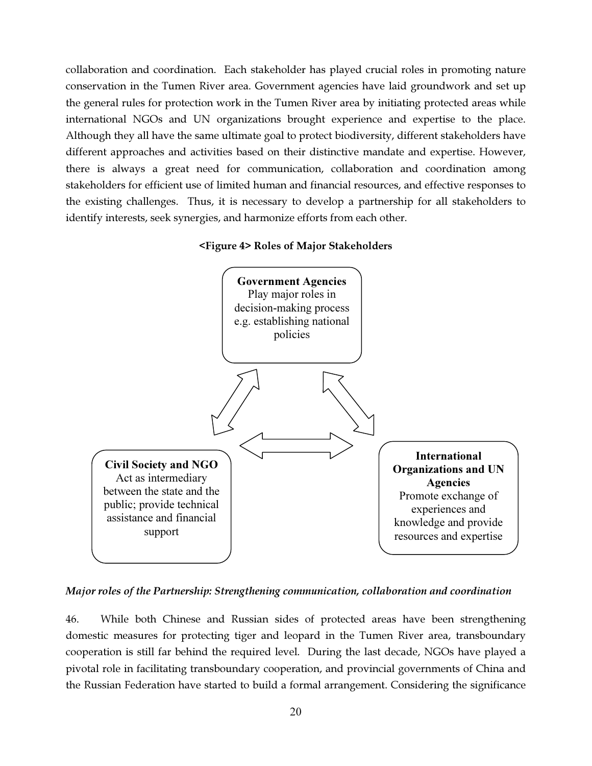collaboration and coordination. Each stakeholder has played crucial roles in promoting nature conservation in the Tumen River area. Government agencies have laid groundwork and set up the general rules for protection work in the Tumen River area by initiating protected areas while international NGOs and UN organizations brought experience and expertise to the place. Although they all have the same ultimate goal to protect biodiversity, different stakeholders have different approaches and activities based on their distinctive mandate and expertise. However, there is always a great need for communication, collaboration and coordination among stakeholders for efficient use of limited human and financial resources, and effective responses to the existing challenges. Thus, it is necessary to develop a partnership for all stakeholders to identify interests, seek synergies, and harmonize efforts from each other.

**<Figure 4> Roles of Major Stakeholders**

**Government Agencies**
Play major roles in decision-making process e.g. establishing national policies

**Civil Society and NGO**
Act as intermediary between the state and the public; provide technical assistance and financial support

**International Organizations and UN Agencies**
Promote exchange of experiences and knowledge and provide resources and expertise

***Major roles of the Partnership: Strengthening communication, collaboration and coordination***

46. While both Chinese and Russian sides of protected areas have been strengthening domestic measures for protecting tiger and leopard in the Tumen River area, transboundary cooperation is still far behind the required level. During the last decade, NGOs have played a pivotal role in facilitating transboundary cooperation, and provincial governments of China and the Russian Federation have started to build a formal arrangement. Considering the significance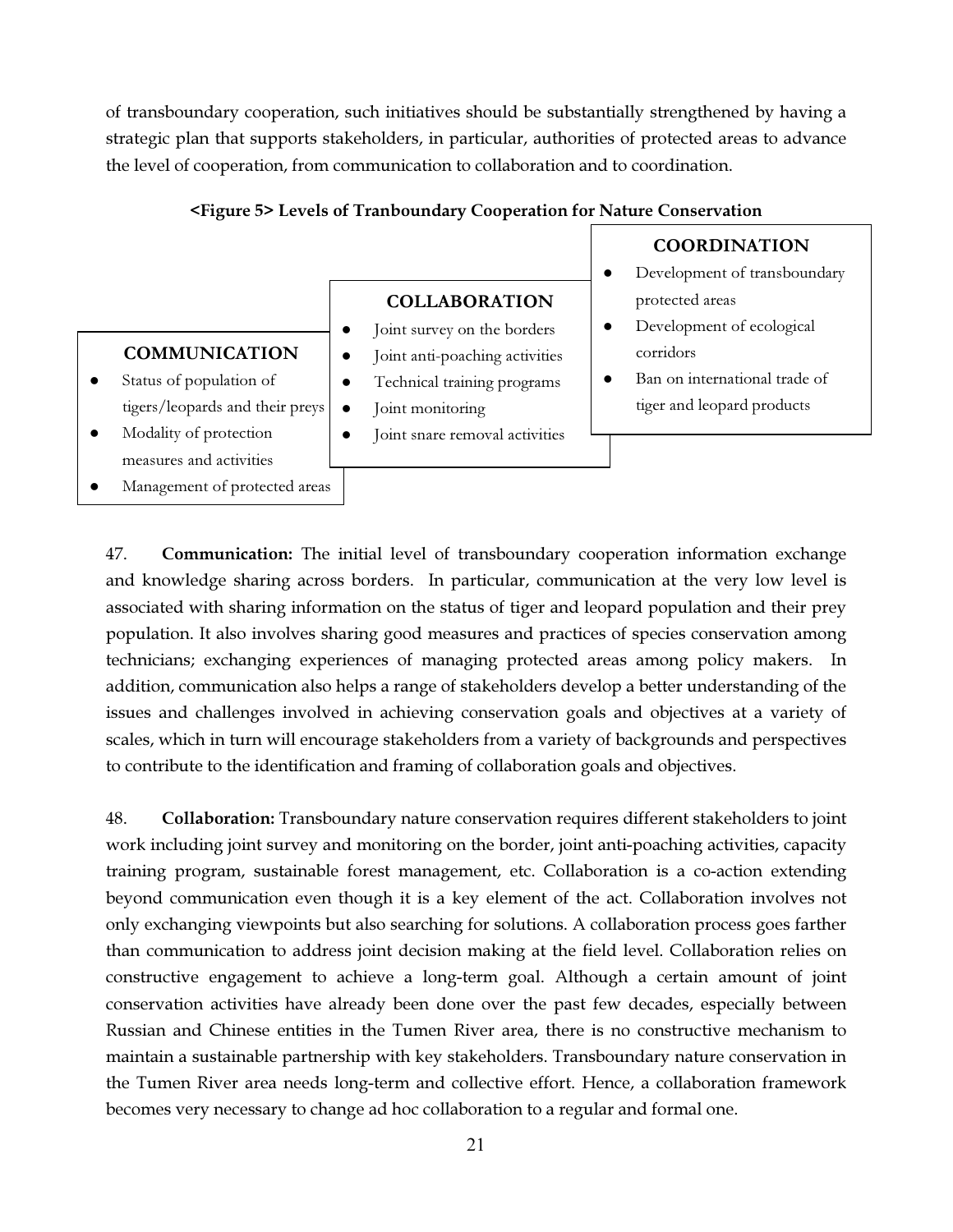of transboundary cooperation, such initiatives should be substantially strengthened by having a strategic plan that supports stakeholders, in particular, authorities of protected areas to advance the level of cooperation, from communication to collaboration and to coordination.

**<Figure 5> Levels of Tranboundary Cooperation for Nature Conservation**

**COMMUNICATION**

- Status of population of tigers/leopards and their preys
- Modality of protection measures and activities
- Management of protected areas

**COLLABORATION**

- Joint survey on the borders
- Joint anti-poaching activities
- Technical training programs
- Joint monitoring
- Joint snare removal activities

**COORDINATION**

- Development of transboundary protected areas
- Development of ecological corridors
- Ban on international trade of tiger and leopard products

47. **Communication:** The initial level of transboundary cooperation information exchange and knowledge sharing across borders. In particular, communication at the very low level is associated with sharing information on the status of tiger and leopard population and their prey population. It also involves sharing good measures and practices of species conservation among technicians; exchanging experiences of managing protected areas among policy makers. In addition, communication also helps a range of stakeholders develop a better understanding of the issues and challenges involved in achieving conservation goals and objectives at a variety of scales, which in turn will encourage stakeholders from a variety of backgrounds and perspectives to contribute to the identification and framing of collaboration goals and objectives.

48. **Collaboration:** Transboundary nature conservation requires different stakeholders to joint work including joint survey and monitoring on the border, joint anti-poaching activities, capacity training program, sustainable forest management, etc. Collaboration is a co-action extending beyond communication even though it is a key element of the act. Collaboration involves not only exchanging viewpoints but also searching for solutions. A collaboration process goes farther than communication to address joint decision making at the field level. Collaboration relies on constructive engagement to achieve a long-term goal. Although a certain amount of joint conservation activities have already been done over the past few decades, especially between Russian and Chinese entities in the Tumen River area, there is no constructive mechanism to maintain a sustainable partnership with key stakeholders. Transboundary nature conservation in the Tumen River area needs long-term and collective effort. Hence, a collaboration framework becomes very necessary to change ad hoc collaboration to a regular and formal one.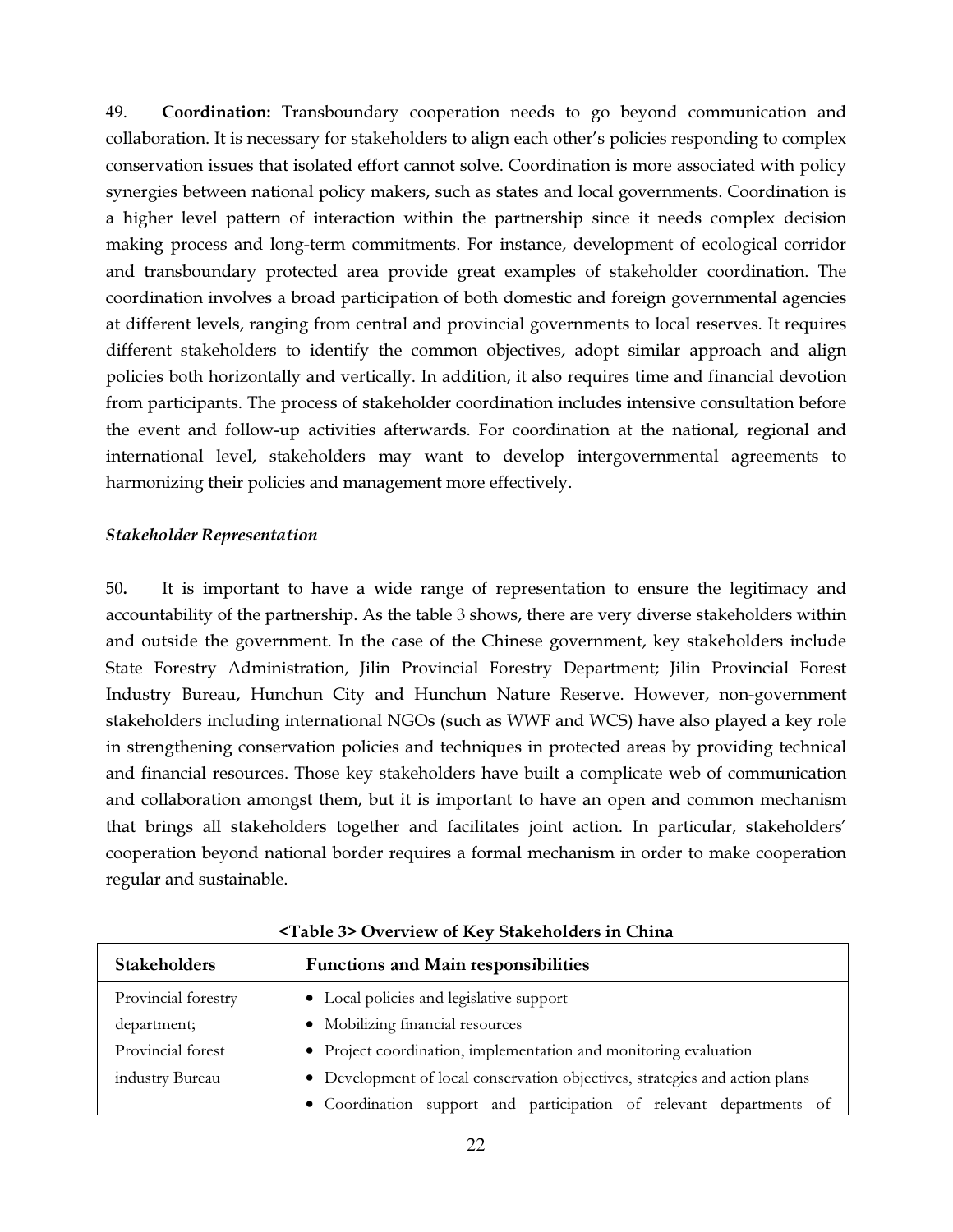49. **Coordination:** Transboundary cooperation needs to go beyond communication and collaboration. It is necessary for stakeholders to align each other's policies responding to complex conservation issues that isolated effort cannot solve. Coordination is more associated with policy synergies between national policy makers, such as states and local governments. Coordination is a higher level pattern of interaction within the partnership since it needs complex decision making process and long-term commitments. For instance, development of ecological corridor and transboundary protected area provide great examples of stakeholder coordination. The coordination involves a broad participation of both domestic and foreign governmental agencies at different levels, ranging from central and provincial governments to local reserves. It requires different stakeholders to identify the common objectives, adopt similar approach and align policies both horizontally and vertically. In addition, it also requires time and financial devotion from participants. The process of stakeholder coordination includes intensive consultation before the event and follow-up activities afterwards. For coordination at the national, regional and international level, stakeholders may want to develop intergovernmental agreements to harmonizing their policies and management more effectively.

*Stakeholder Representation*

50. It is important to have a wide range of representation to ensure the legitimacy and accountability of the partnership. As the table 3 shows, there are very diverse stakeholders within and outside the government. In the case of the Chinese government, key stakeholders include State Forestry Administration, Jilin Provincial Forestry Department; Jilin Provincial Forest Industry Bureau, Hunchun City and Hunchun Nature Reserve. However, non-government stakeholders including international NGOs (such as WWF and WCS) have also played a key role in strengthening conservation policies and techniques in protected areas by providing technical and financial resources. Those key stakeholders have built a complicate web of communication and collaboration amongst them, but it is important to have an open and common mechanism that brings all stakeholders together and facilitates joint action. In particular, stakeholders' cooperation beyond national border requires a formal mechanism in order to make cooperation regular and sustainable.

**<Table 3> Overview of Key Stakeholders in China**

| Stakeholders | Functions and Main responsibilities |
|---|---|
| Provincial forestry department; Provincial forest industry Bureau | • Local policies and legislative support<br>• Mobilizing financial resources<br>• Project coordination, implementation and monitoring evaluation<br>• Development of local conservation objectives, strategies and action plans<br>• Coordination support and participation of relevant departments of |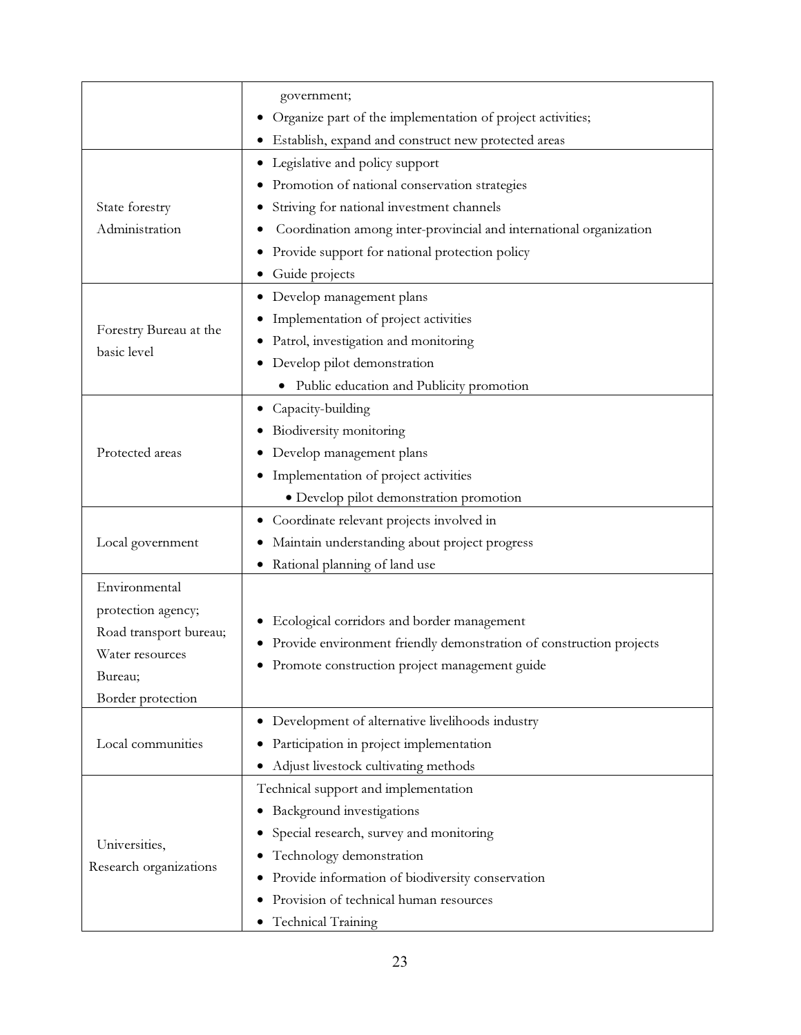| | |
|---|---|
| | government;<br>• Organize part of the implementation of project activities;<br>• Establish, expand and construct new protected areas |
| State forestry Administration | • Legislative and policy support<br>• Promotion of national conservation strategies<br>• Striving for national investment channels<br>• Coordination among inter-provincial and international organization<br>• Provide support for national protection policy<br>• Guide projects |
| Forestry Bureau at the basic level | • Develop management plans<br>• Implementation of project activities<br>• Patrol, investigation and monitoring<br>• Develop pilot demonstration<br>• Public education and Publicity promotion |
| Protected areas | • Capacity-building<br>• Biodiversity monitoring<br>• Develop management plans<br>• Implementation of project activities<br>• Develop pilot demonstration promotion |
| Local government | • Coordinate relevant projects involved in<br>• Maintain understanding about project progress<br>• Rational planning of land use |
| Environmental protection agency;<br>Road transport bureau;<br>Water resources Bureau;<br>Border protection | • Ecological corridors and border management<br>• Provide environment friendly demonstration of construction projects<br>• Promote construction project management guide |
| Local communities | • Development of alternative livelihoods industry<br>• Participation in project implementation<br>• Adjust livestock cultivating methods |
| Universities,<br>Research organizations | Technical support and implementation<br>• Background investigations<br>• Special research, survey and monitoring<br>• Technology demonstration<br>• Provide information of biodiversity conservation<br>• Provision of technical human resources<br>• Technical Training |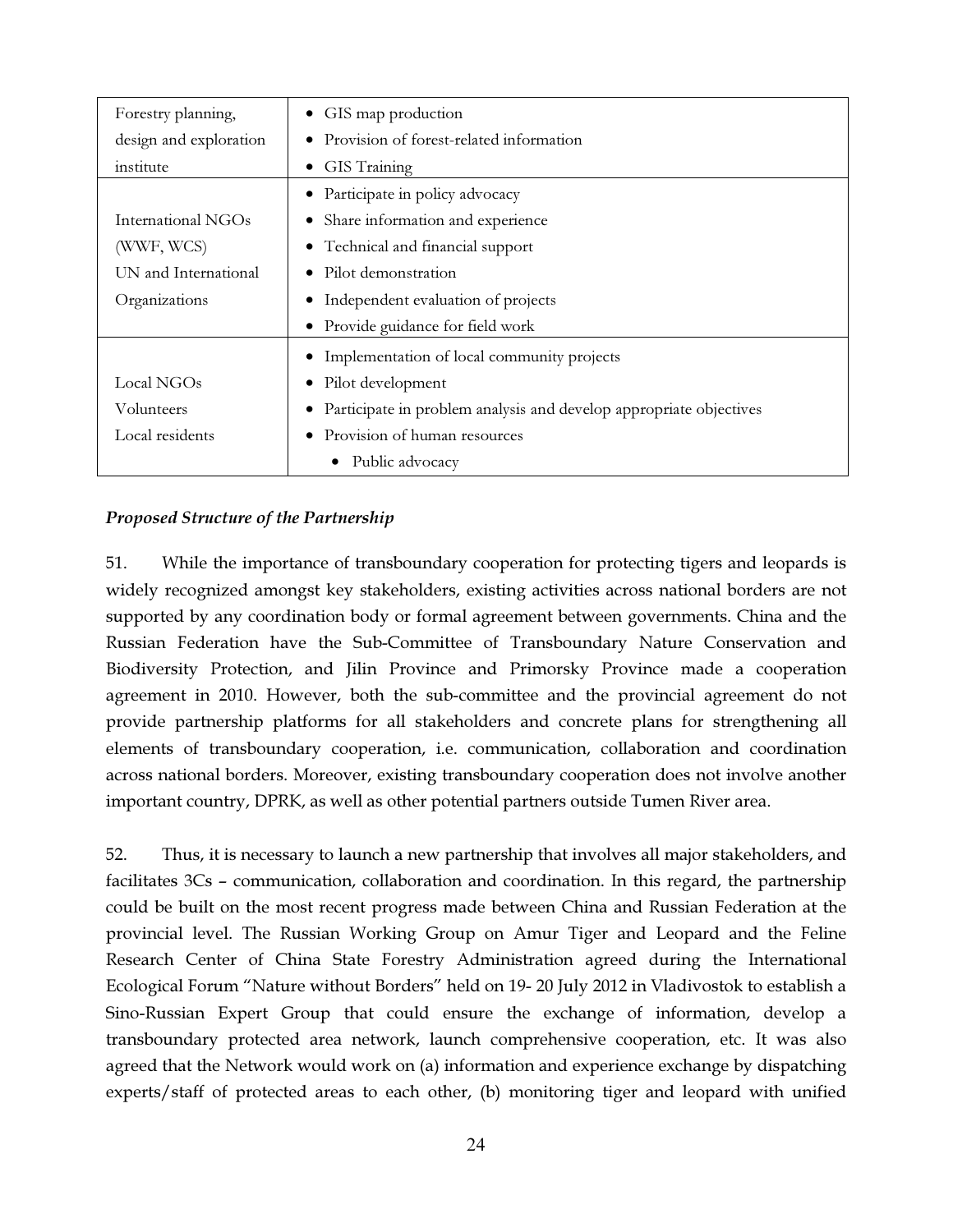| | |
|---|---|
| Forestry planning, design and exploration institute | • GIS map production<br>• Provision of forest-related information<br>• GIS Training |
| International NGOs (WWF, WCS)<br>UN and International Organizations | • Participate in policy advocacy<br>• Share information and experience<br>• Technical and financial support<br>• Pilot demonstration<br>• Independent evaluation of projects<br>• Provide guidance for field work |
| Local NGOs<br>Volunteers<br>Local residents | • Implementation of local community projects<br>• Pilot development<br>• Participate in problem analysis and develop appropriate objectives<br>• Provision of human resources<br>• Public advocacy |

***Proposed Structure of the Partnership***

51. While the importance of transboundary cooperation for protecting tigers and leopards is widely recognized amongst key stakeholders, existing activities across national borders are not supported by any coordination body or formal agreement between governments. China and the Russian Federation have the Sub-Committee of Transboundary Nature Conservation and Biodiversity Protection, and Jilin Province and Primorsky Province made a cooperation agreement in 2010. However, both the sub-committee and the provincial agreement do not provide partnership platforms for all stakeholders and concrete plans for strengthening all elements of transboundary cooperation, i.e. communication, collaboration and coordination across national borders. Moreover, existing transboundary cooperation does not involve another important country, DPRK, as well as other potential partners outside Tumen River area.

52. Thus, it is necessary to launch a new partnership that involves all major stakeholders, and facilitates 3Cs – communication, collaboration and coordination. In this regard, the partnership could be built on the most recent progress made between China and Russian Federation at the provincial level. The Russian Working Group on Amur Tiger and Leopard and the Feline Research Center of China State Forestry Administration agreed during the International Ecological Forum "Nature without Borders" held on 19- 20 July 2012 in Vladivostok to establish a Sino-Russian Expert Group that could ensure the exchange of information, develop a transboundary protected area network, launch comprehensive cooperation, etc. It was also agreed that the Network would work on (a) information and experience exchange by dispatching experts/staff of protected areas to each other, (b) monitoring tiger and leopard with unified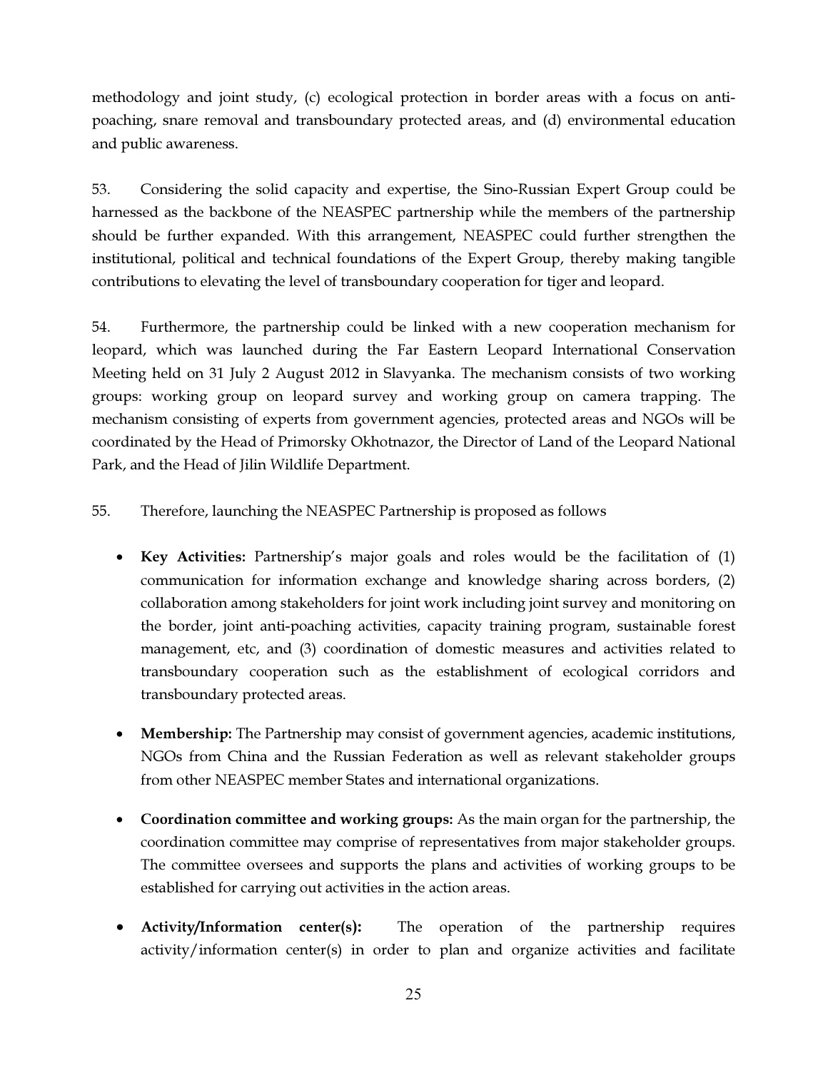methodology and joint study, (c) ecological protection in border areas with a focus on anti-poaching, snare removal and transboundary protected areas, and (d) environmental education and public awareness.

53. Considering the solid capacity and expertise, the Sino-Russian Expert Group could be harnessed as the backbone of the NEASPEC partnership while the members of the partnership should be further expanded. With this arrangement, NEASPEC could further strengthen the institutional, political and technical foundations of the Expert Group, thereby making tangible contributions to elevating the level of transboundary cooperation for tiger and leopard.

54. Furthermore, the partnership could be linked with a new cooperation mechanism for leopard, which was launched during the Far Eastern Leopard International Conservation Meeting held on 31 July 2 August 2012 in Slavyanka. The mechanism consists of two working groups: working group on leopard survey and working group on camera trapping. The mechanism consisting of experts from government agencies, protected areas and NGOs will be coordinated by the Head of Primorsky Okhotnazor, the Director of Land of the Leopard National Park, and the Head of Jilin Wildlife Department.

55. Therefore, launching the NEASPEC Partnership is proposed as follows

- **Key Activities:** Partnership's major goals and roles would be the facilitation of (1) communication for information exchange and knowledge sharing across borders, (2) collaboration among stakeholders for joint work including joint survey and monitoring on the border, joint anti-poaching activities, capacity training program, sustainable forest management, etc, and (3) coordination of domestic measures and activities related to transboundary cooperation such as the establishment of ecological corridors and transboundary protected areas.

- **Membership:** The Partnership may consist of government agencies, academic institutions, NGOs from China and the Russian Federation as well as relevant stakeholder groups from other NEASPEC member States and international organizations.

- **Coordination committee and working groups:** As the main organ for the partnership, the coordination committee may comprise of representatives from major stakeholder groups. The committee oversees and supports the plans and activities of working groups to be established for carrying out activities in the action areas.

- **Activity/Information center(s):** The operation of the partnership requires activity/information center(s) in order to plan and organize activities and facilitate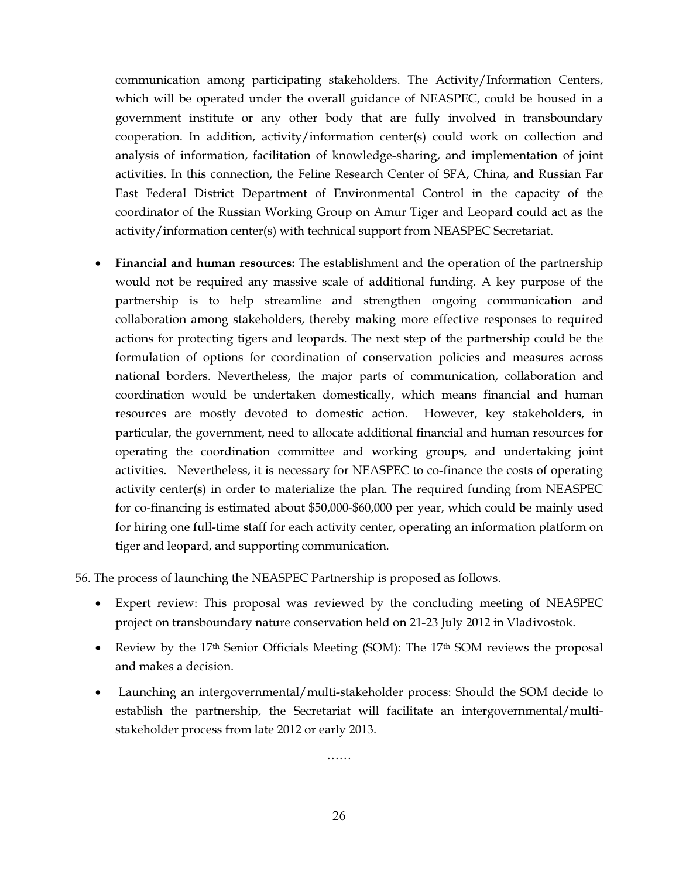communication among participating stakeholders. The Activity/Information Centers, which will be operated under the overall guidance of NEASPEC, could be housed in a government institute or any other body that are fully involved in transboundary cooperation. In addition, activity/information center(s) could work on collection and analysis of information, facilitation of knowledge-sharing, and implementation of joint activities. In this connection, the Feline Research Center of SFA, China, and Russian Far East Federal District Department of Environmental Control in the capacity of the coordinator of the Russian Working Group on Amur Tiger and Leopard could act as the activity/information center(s) with technical support from NEASPEC Secretariat.

- **Financial and human resources:** The establishment and the operation of the partnership would not be required any massive scale of additional funding. A key purpose of the partnership is to help streamline and strengthen ongoing communication and collaboration among stakeholders, thereby making more effective responses to required actions for protecting tigers and leopards. The next step of the partnership could be the formulation of options for coordination of conservation policies and measures across national borders. Nevertheless, the major parts of communication, collaboration and coordination would be undertaken domestically, which means financial and human resources are mostly devoted to domestic action. However, key stakeholders, in particular, the government, need to allocate additional financial and human resources for operating the coordination committee and working groups, and undertaking joint activities. Nevertheless, it is necessary for NEASPEC to co-finance the costs of operating activity center(s) in order to materialize the plan. The required funding from NEASPEC for co-financing is estimated about $50,000-$60,000 per year, which could be mainly used for hiring one full-time staff for each activity center, operating an information platform on tiger and leopard, and supporting communication.

56. The process of launching the NEASPEC Partnership is proposed as follows.

- Expert review: This proposal was reviewed by the concluding meeting of NEASPEC project on transboundary nature conservation held on 21-23 July 2012 in Vladivostok.
- Review by the 17th Senior Officials Meeting (SOM): The 17th SOM reviews the proposal and makes a decision.
- Launching an intergovernmental/multi-stakeholder process: Should the SOM decide to establish the partnership, the Secretariat will facilitate an intergovernmental/multi-stakeholder process from late 2012 or early 2013.

……